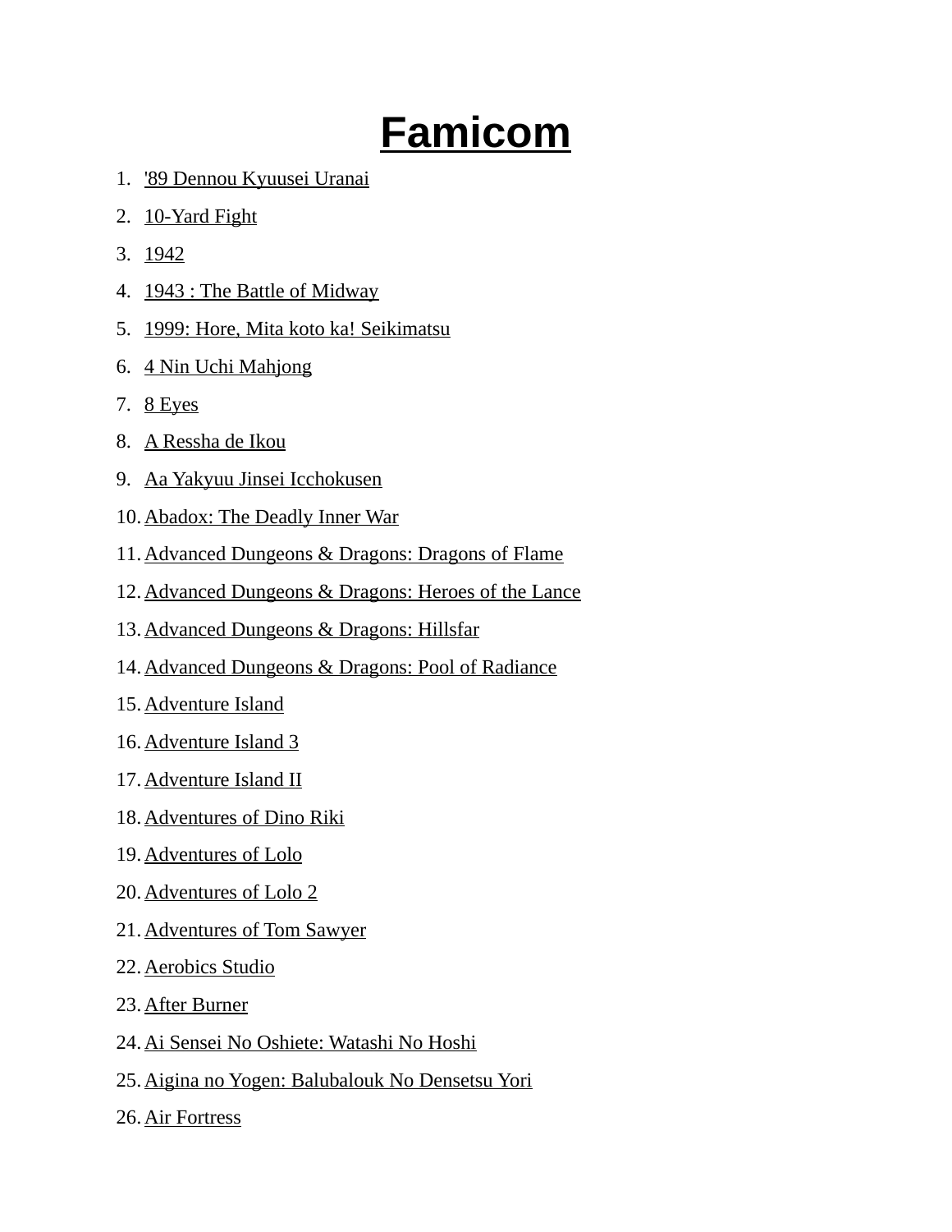# Famicom

1. '89 Dennou Kyuusei Uranai
2. 10-Yard Fight
3. 1942
4. 1943 : The Battle of Midway
5. 1999: Hore, Mita koto ka! Seikimatsu
6. 4 Nin Uchi Mahjong
7. 8 Eyes
8. A Ressha de Ikou
9. Aa Yakyuu Jinsei Icchokusen
10. Abadox: The Deadly Inner War
11. Advanced Dungeons & Dragons: Dragons of Flame
12. Advanced Dungeons & Dragons: Heroes of the Lance
13. Advanced Dungeons & Dragons: Hillsfar
14. Advanced Dungeons & Dragons: Pool of Radiance
15. Adventure Island
16. Adventure Island 3
17. Adventure Island II
18. Adventures of Dino Riki
19. Adventures of Lolo
20. Adventures of Lolo 2
21. Adventures of Tom Sawyer
22. Aerobics Studio
23. After Burner
24. Ai Sensei No Oshiete: Watashi No Hoshi
25. Aigina no Yogen: Balubalouk No Densetsu Yori
26. Air Fortress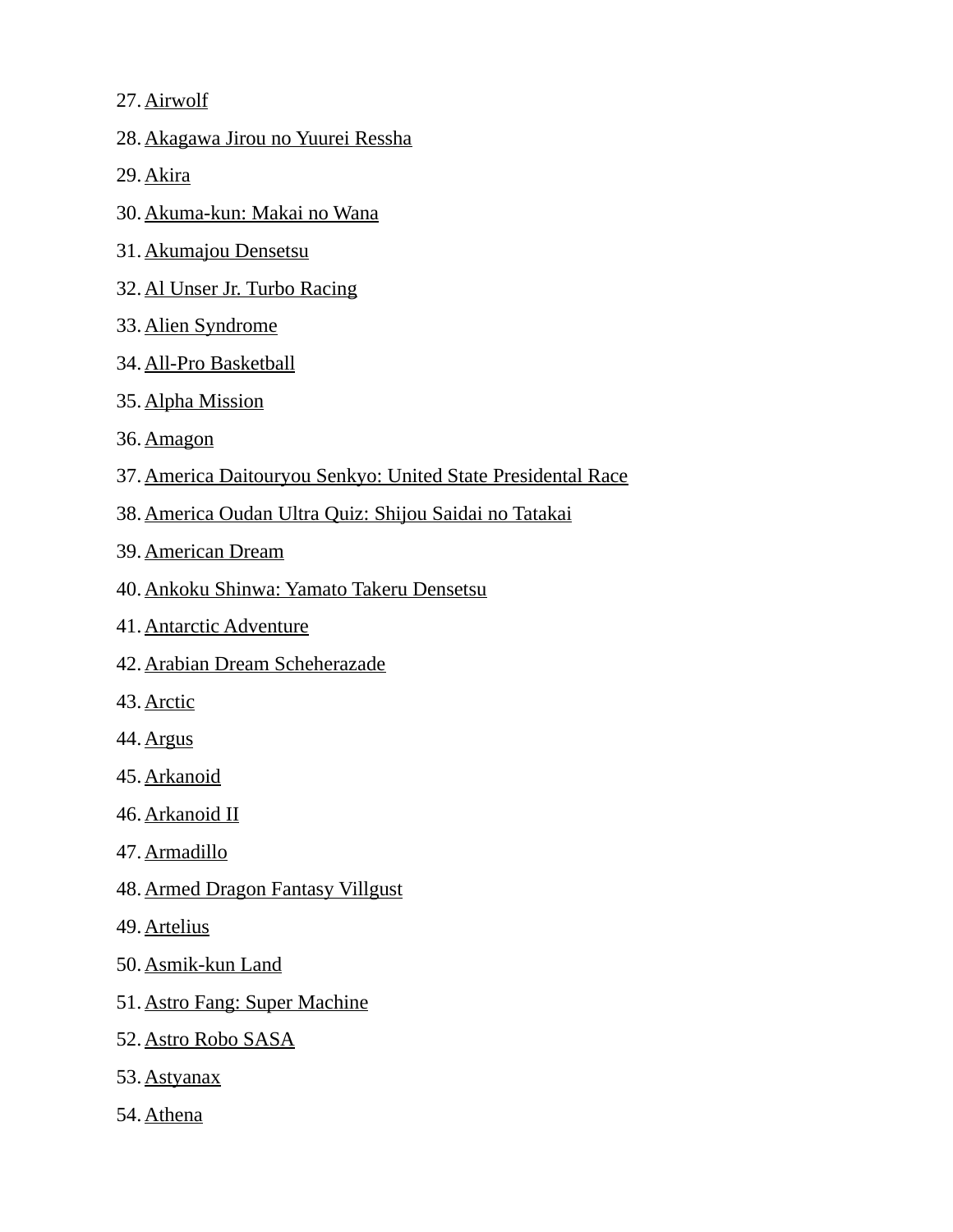27. Airwolf
28. Akagawa Jirou no Yuurei Ressha
29. Akira
30. Akuma-kun: Makai no Wana
31. Akumajou Densetsu
32. Al Unser Jr. Turbo Racing
33. Alien Syndrome
34. All-Pro Basketball
35. Alpha Mission
36. Amagon
37. America Daitouryou Senkyo: United State Presidental Race
38. America Oudan Ultra Quiz: Shijou Saidai no Tatakai
39. American Dream
40. Ankoku Shinwa: Yamato Takeru Densetsu
41. Antarctic Adventure
42. Arabian Dream Scheherazade
43. Arctic
44. Argus
45. Arkanoid
46. Arkanoid II
47. Armadillo
48. Armed Dragon Fantasy Villgust
49. Artelius
50. Asmik-kun Land
51. Astro Fang: Super Machine
52. Astro Robo SASA
53. Astyanax
54. Athena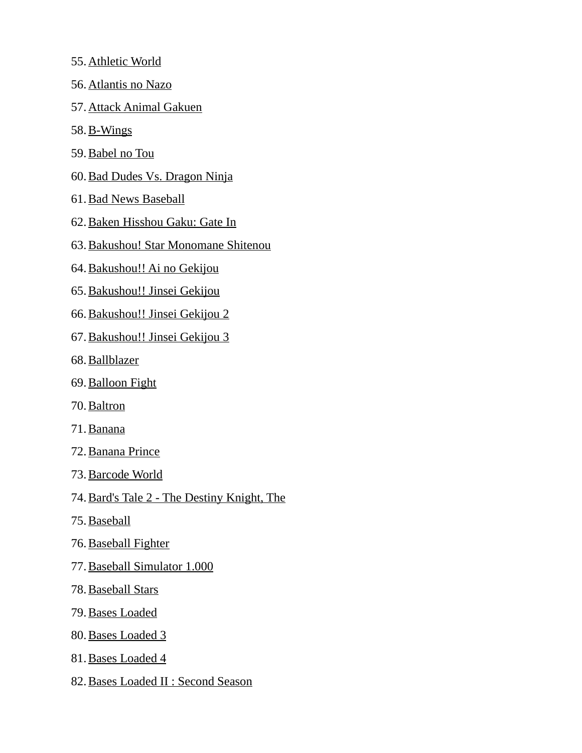55. Athletic World
56. Atlantis no Nazo
57. Attack Animal Gakuen
58. B-Wings
59. Babel no Tou
60. Bad Dudes Vs. Dragon Ninja
61. Bad News Baseball
62. Baken Hisshou Gaku: Gate In
63. Bakushou! Star Monomane Shitenou
64. Bakushou!! Ai no Gekijou
65. Bakushou!! Jinsei Gekijou
66. Bakushou!! Jinsei Gekijou 2
67. Bakushou!! Jinsei Gekijou 3
68. Ballblazer
69. Balloon Fight
70. Baltron
71. Banana
72. Banana Prince
73. Barcode World
74. Bard's Tale 2 - The Destiny Knight, The
75. Baseball
76. Baseball Fighter
77. Baseball Simulator 1.000
78. Baseball Stars
79. Bases Loaded
80. Bases Loaded 3
81. Bases Loaded 4
82. Bases Loaded II : Second Season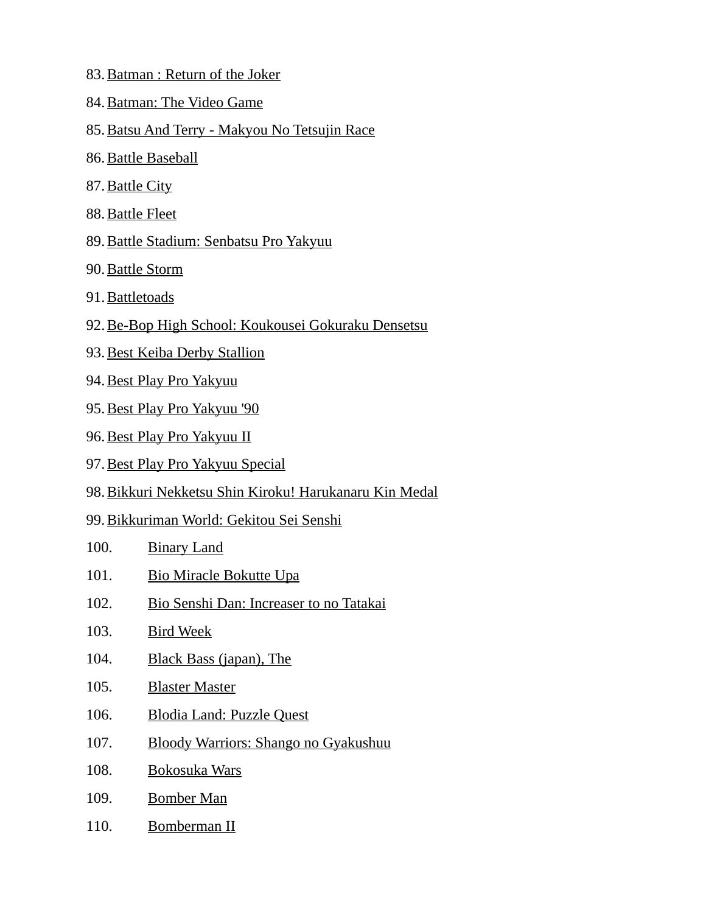83. Batman : Return of the Joker
84. Batman: The Video Game
85. Batsu And Terry - Makyou No Tetsujin Race
86. Battle Baseball
87. Battle City
88. Battle Fleet
89. Battle Stadium: Senbatsu Pro Yakyuu
90. Battle Storm
91. Battletoads
92. Be-Bop High School: Koukousei Gokuraku Densetsu
93. Best Keiba Derby Stallion
94. Best Play Pro Yakyuu
95. Best Play Pro Yakyuu '90
96. Best Play Pro Yakyuu II
97. Best Play Pro Yakyuu Special
98. Bikkuri Nekketsu Shin Kiroku! Harukanaru Kin Medal
99. Bikkuriman World: Gekitou Sei Senshi
100. Binary Land
101. Bio Miracle Bokutte Upa
102. Bio Senshi Dan: Increaser to no Tatakai
103. Bird Week
104. Black Bass (japan), The
105. Blaster Master
106. Blodia Land: Puzzle Quest
107. Bloody Warriors: Shango no Gyakushuu
108. Bokosuka Wars
109. Bomber Man
110. Bomberman II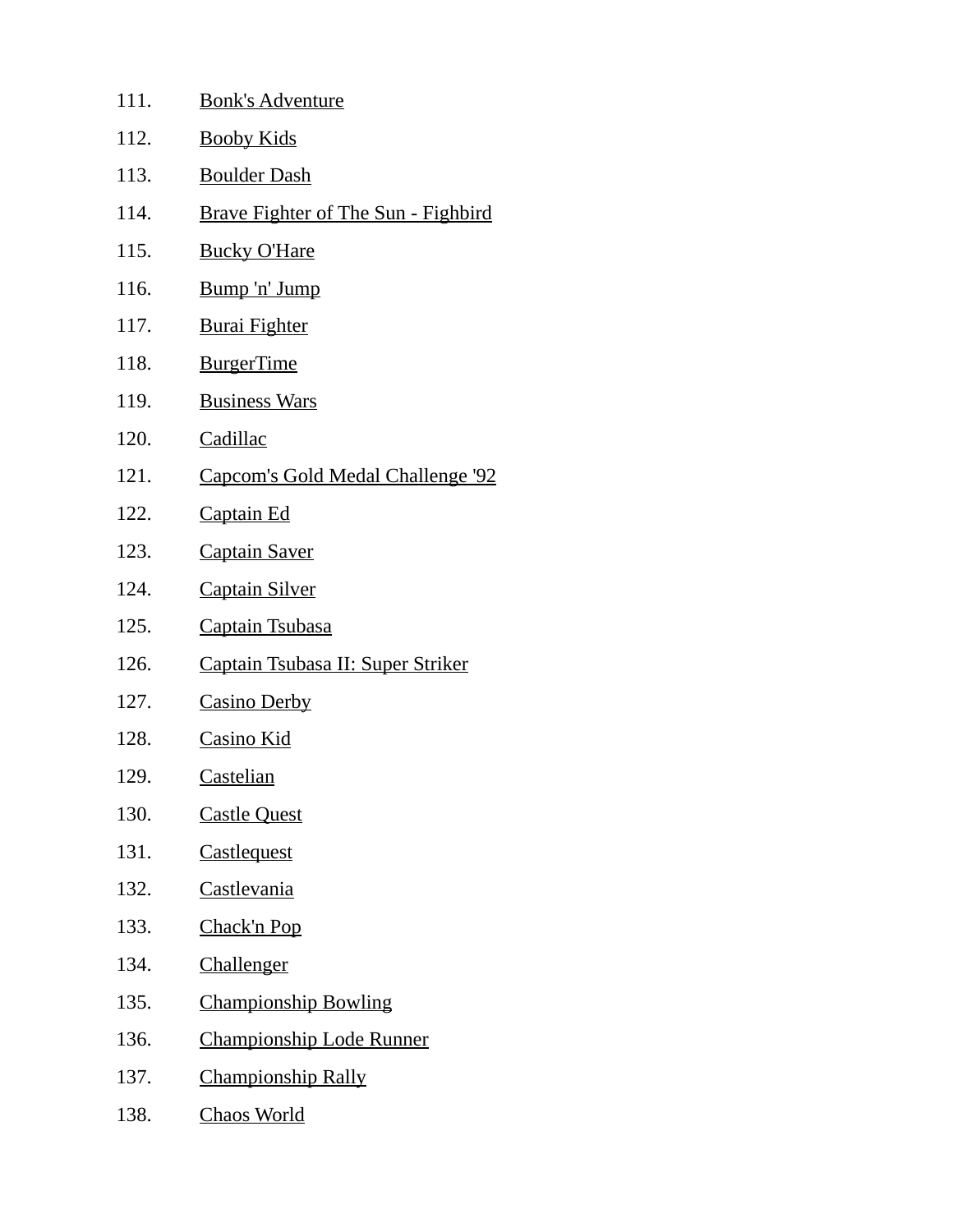111. Bonk's Adventure
112. Booby Kids
113. Boulder Dash
114. Brave Fighter of The Sun - Fighbird
115. Bucky O'Hare
116. Bump 'n' Jump
117. Burai Fighter
118. BurgerTime
119. Business Wars
120. Cadillac
121. Capcom's Gold Medal Challenge '92
122. Captain Ed
123. Captain Saver
124. Captain Silver
125. Captain Tsubasa
126. Captain Tsubasa II: Super Striker
127. Casino Derby
128. Casino Kid
129. Castelian
130. Castle Quest
131. Castlequest
132. Castlevania
133. Chack'n Pop
134. Challenger
135. Championship Bowling
136. Championship Lode Runner
137. Championship Rally
138. Chaos World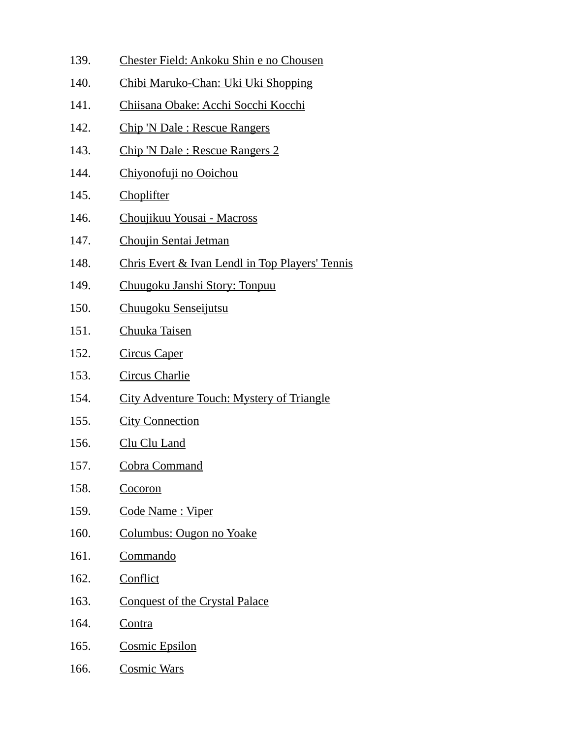139. Chester Field: Ankoku Shin e no Chousen
140. Chibi Maruko-Chan: Uki Uki Shopping
141. Chiisana Obake: Acchi Socchi Kocchi
142. Chip 'N Dale : Rescue Rangers
143. Chip 'N Dale : Rescue Rangers 2
144. Chiyonofuji no Ooichou
145. Choplifter
146. Choujikuu Yousai - Macross
147. Choujin Sentai Jetman
148. Chris Evert & Ivan Lendl in Top Players' Tennis
149. Chuugoku Janshi Story: Tonpuu
150. Chuugoku Senseijutsu
151. Chuuka Taisen
152. Circus Caper
153. Circus Charlie
154. City Adventure Touch: Mystery of Triangle
155. City Connection
156. Clu Clu Land
157. Cobra Command
158. Cocoron
159. Code Name : Viper
160. Columbus: Ougon no Yoake
161. Commando
162. Conflict
163. Conquest of the Crystal Palace
164. Contra
165. Cosmic Epsilon
166. Cosmic Wars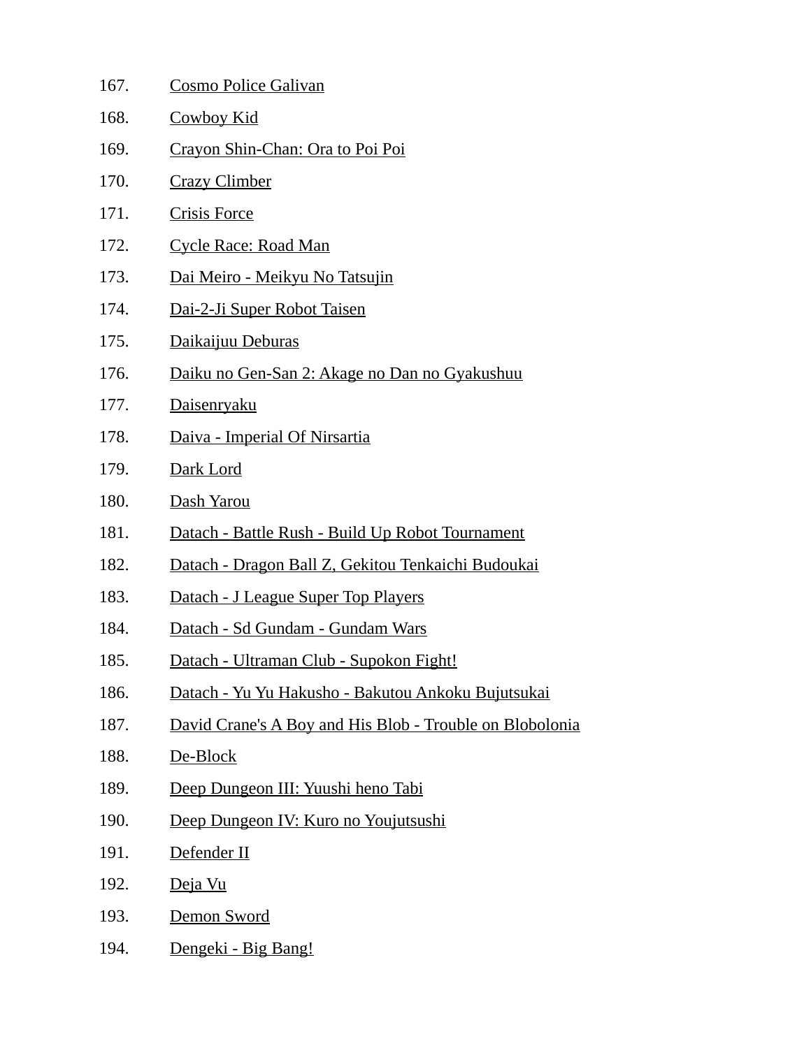167. Cosmo Police Galivan

168. Cowboy Kid

169. Crayon Shin-Chan: Ora to Poi Poi

170. Crazy Climber

171. Crisis Force

172. Cycle Race: Road Man

173. Dai Meiro - Meikyu No Tatsujin

174. Dai-2-Ji Super Robot Taisen

175. Daikaijuu Deburas

176. Daiku no Gen-San 2: Akage no Dan no Gyakushuu

177. Daisenryaku

178. Daiva - Imperial Of Nirsartia

179. Dark Lord

180. Dash Yarou

181. Datach - Battle Rush - Build Up Robot Tournament

182. Datach - Dragon Ball Z, Gekitou Tenkaichi Budoukai

183. Datach - J League Super Top Players

184. Datach - Sd Gundam - Gundam Wars

185. Datach - Ultraman Club - Supokon Fight!

186. Datach - Yu Yu Hakusho - Bakutou Ankoku Bujutsukai

187. David Crane's A Boy and His Blob - Trouble on Blobolonia

188. De-Block

189. Deep Dungeon III: Yuushi heno Tabi

190. Deep Dungeon IV: Kuro no Youjutsushi

191. Defender II

192. Deja Vu

193. Demon Sword

194. Dengeki - Big Bang!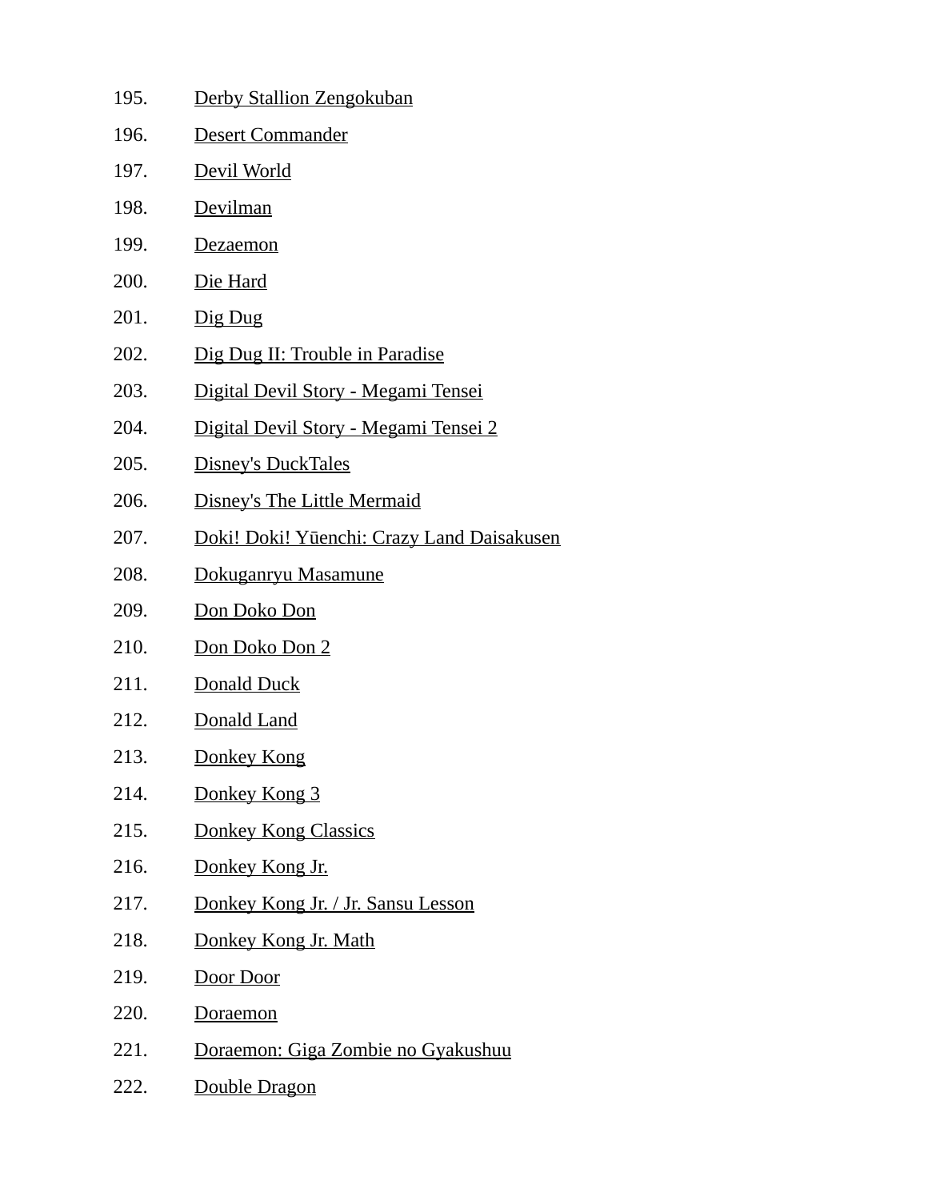195. Derby Stallion Zengokuban
196. Desert Commander
197. Devil World
198. Devilman
199. Dezaemon
200. Die Hard
201. Dig Dug
202. Dig Dug II: Trouble in Paradise
203. Digital Devil Story - Megami Tensei
204. Digital Devil Story - Megami Tensei 2
205. Disney's DuckTales
206. Disney's The Little Mermaid
207. Doki! Doki! Yūenchi: Crazy Land Daisakusen
208. Dokuganryu Masamune
209. Don Doko Don
210. Don Doko Don 2
211. Donald Duck
212. Donald Land
213. Donkey Kong
214. Donkey Kong 3
215. Donkey Kong Classics
216. Donkey Kong Jr.
217. Donkey Kong Jr. / Jr. Sansu Lesson
218. Donkey Kong Jr. Math
219. Door Door
220. Doraemon
221. Doraemon: Giga Zombie no Gyakushuu
222. Double Dragon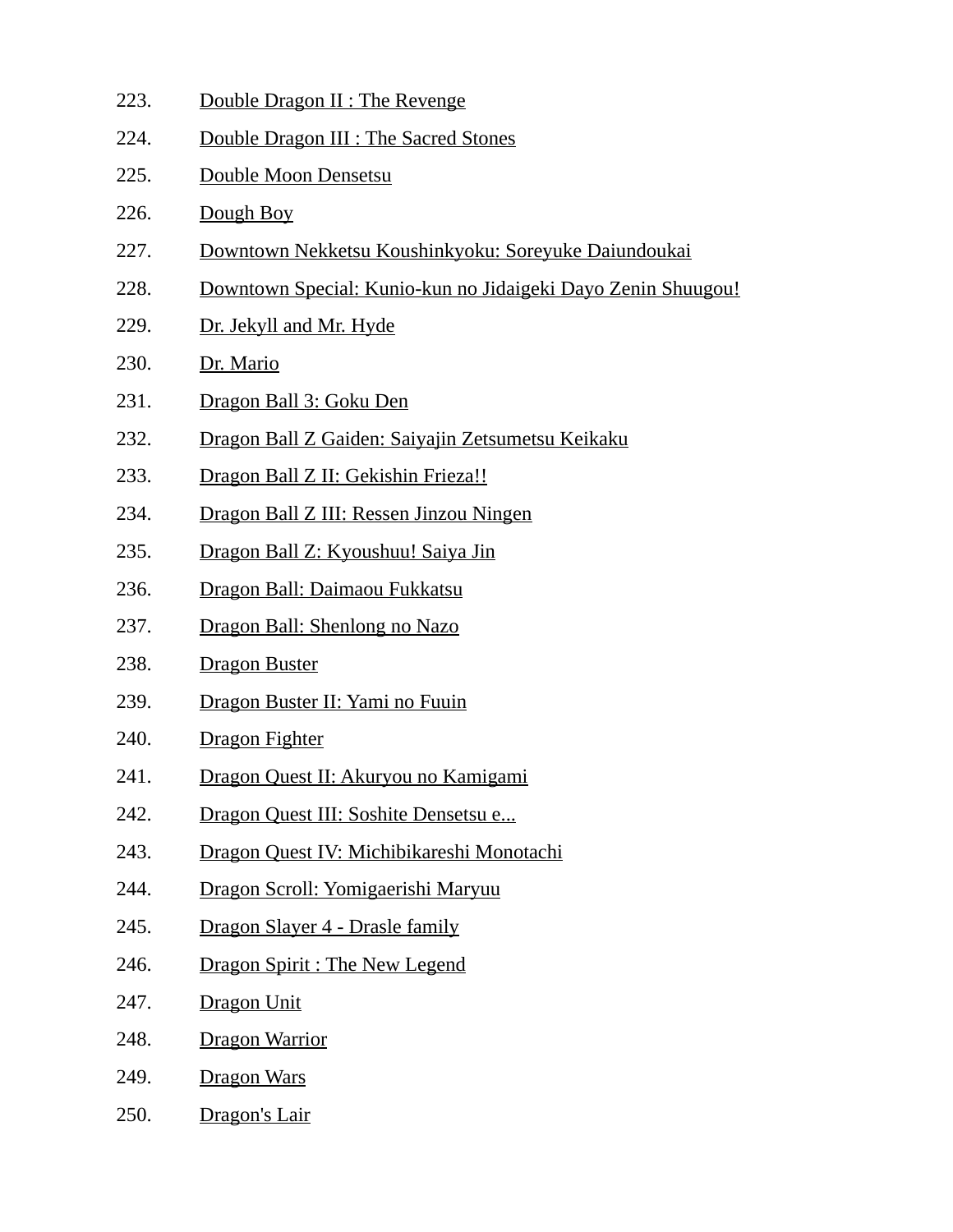223. Double Dragon II : The Revenge
224. Double Dragon III : The Sacred Stones
225. Double Moon Densetsu
226. Dough Boy
227. Downtown Nekketsu Koushinkyoku: Soreyuke Daiundoukai
228. Downtown Special: Kunio-kun no Jidaigeki Dayo Zenin Shuugou!
229. Dr. Jekyll and Mr. Hyde
230. Dr. Mario
231. Dragon Ball 3: Goku Den
232. Dragon Ball Z Gaiden: Saiyajin Zetsumetsu Keikaku
233. Dragon Ball Z II: Gekishin Frieza!!
234. Dragon Ball Z III: Ressen Jinzou Ningen
235. Dragon Ball Z: Kyoushuu! Saiya Jin
236. Dragon Ball: Daimaou Fukkatsu
237. Dragon Ball: Shenlong no Nazo
238. Dragon Buster
239. Dragon Buster II: Yami no Fuuin
240. Dragon Fighter
241. Dragon Quest II: Akuryou no Kamigami
242. Dragon Quest III: Soshite Densetsu e...
243. Dragon Quest IV: Michibikareshi Monotachi
244. Dragon Scroll: Yomigaerishi Maryuu
245. Dragon Slayer 4 - Drasle family
246. Dragon Spirit : The New Legend
247. Dragon Unit
248. Dragon Warrior
249. Dragon Wars
250. Dragon's Lair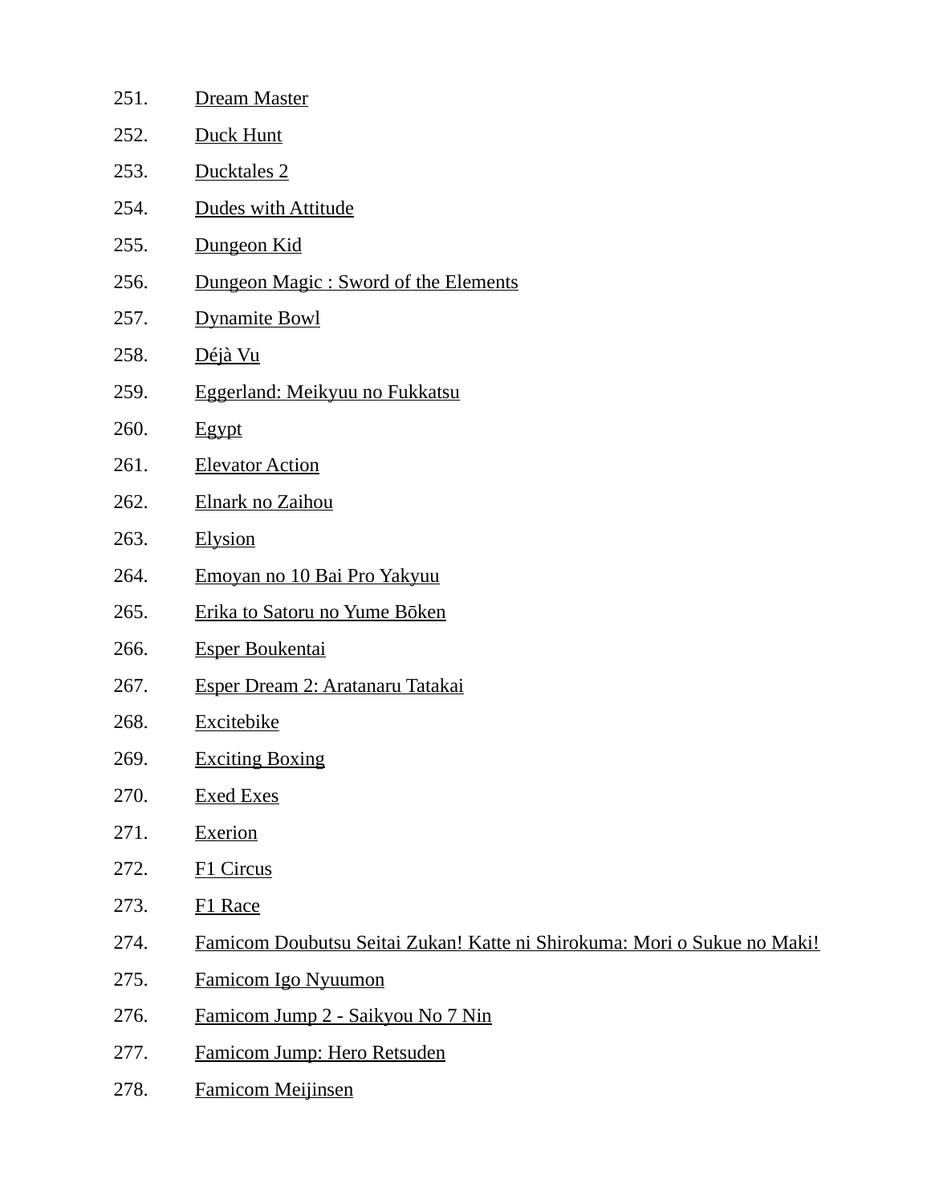251. Dream Master
252. Duck Hunt
253. Ducktales 2
254. Dudes with Attitude
255. Dungeon Kid
256. Dungeon Magic : Sword of the Elements
257. Dynamite Bowl
258. Déjà Vu
259. Eggerland: Meikyuu no Fukkatsu
260. Egypt
261. Elevator Action
262. Elnark no Zaihou
263. Elysion
264. Emoyan no 10 Bai Pro Yakyuu
265. Erika to Satoru no Yume Bōken
266. Esper Boukentai
267. Esper Dream 2: Aratanaru Tatakai
268. Excitebike
269. Exciting Boxing
270. Exed Exes
271. Exerion
272. F1 Circus
273. F1 Race
274. Famicom Doubutsu Seitai Zukan! Katte ni Shirokuma: Mori o Sukue no Maki!
275. Famicom Igo Nyuumon
276. Famicom Jump 2 - Saikyou No 7 Nin
277. Famicom Jump: Hero Retsuden
278. Famicom Meijinsen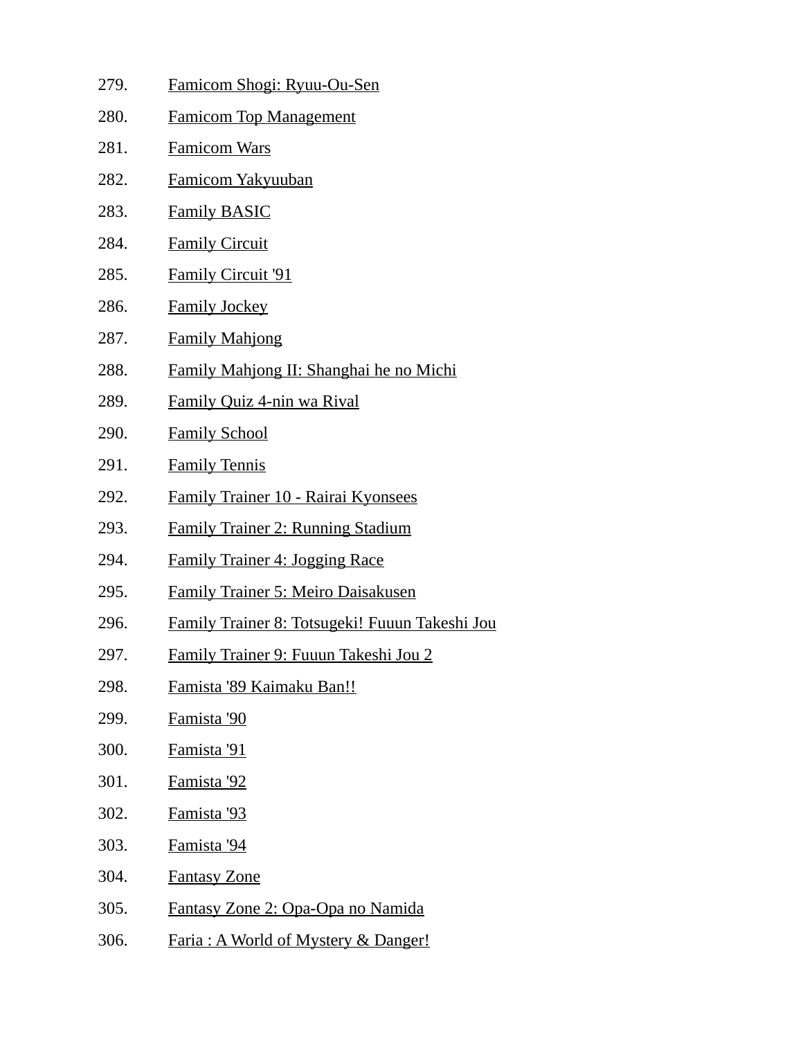279. Famicom Shogi: Ryuu-Ou-Sen

280. Famicom Top Management

281. Famicom Wars

282. Famicom Yakyuuban

283. Family BASIC

284. Family Circuit

285. Family Circuit '91

286. Family Jockey

287. Family Mahjong

288. Family Mahjong II: Shanghai he no Michi

289. Family Quiz 4-nin wa Rival

290. Family School

291. Family Tennis

292. Family Trainer 10 - Rairai Kyonsees

293. Family Trainer 2: Running Stadium

294. Family Trainer 4: Jogging Race

295. Family Trainer 5: Meiro Daisakusen

296. Family Trainer 8: Totsugeki! Fuuun Takeshi Jou

297. Family Trainer 9: Fuuun Takeshi Jou 2

298. Famista '89 Kaimaku Ban!!

299. Famista '90

300. Famista '91

301. Famista '92

302. Famista '93

303. Famista '94

304. Fantasy Zone

305. Fantasy Zone 2: Opa-Opa no Namida

306. Faria : A World of Mystery & Danger!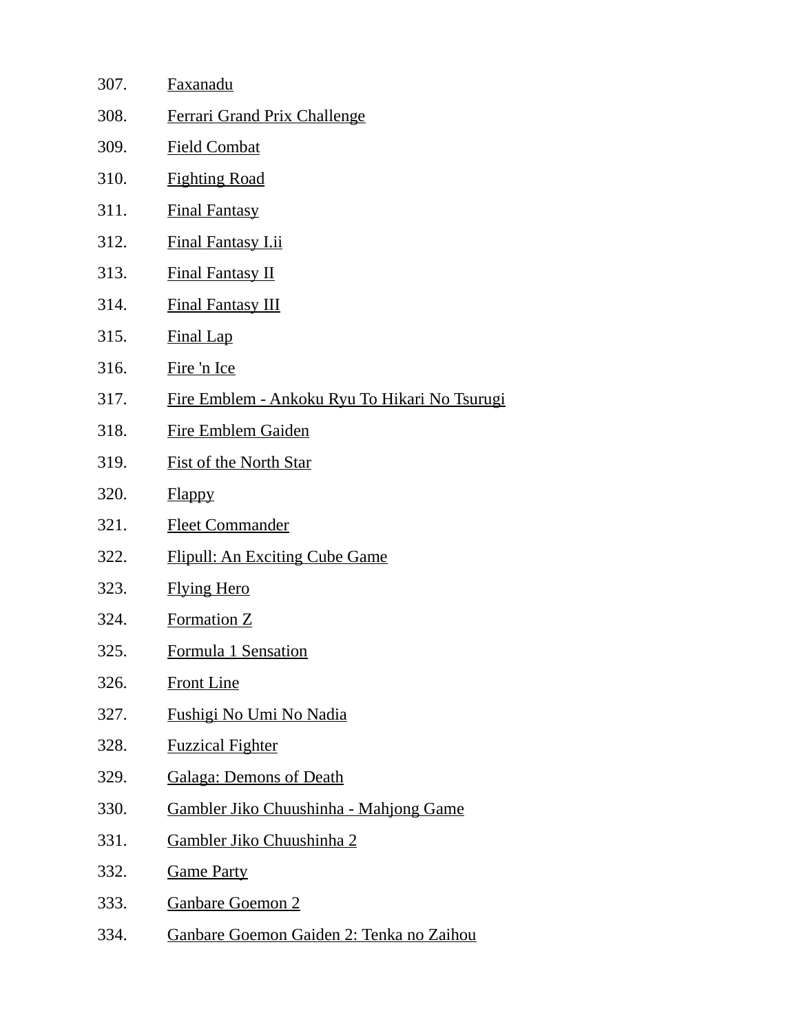307. Faxanadu
308. Ferrari Grand Prix Challenge
309. Field Combat
310. Fighting Road
311. Final Fantasy
312. Final Fantasy I.ii
313. Final Fantasy II
314. Final Fantasy III
315. Final Lap
316. Fire 'n Ice
317. Fire Emblem - Ankoku Ryu To Hikari No Tsurugi
318. Fire Emblem Gaiden
319. Fist of the North Star
320. Flappy
321. Fleet Commander
322. Flipull: An Exciting Cube Game
323. Flying Hero
324. Formation Z
325. Formula 1 Sensation
326. Front Line
327. Fushigi No Umi No Nadia
328. Fuzzical Fighter
329. Galaga: Demons of Death
330. Gambler Jiko Chuushinha - Mahjong Game
331. Gambler Jiko Chuushinha 2
332. Game Party
333. Ganbare Goemon 2
334. Ganbare Goemon Gaiden 2: Tenka no Zaihou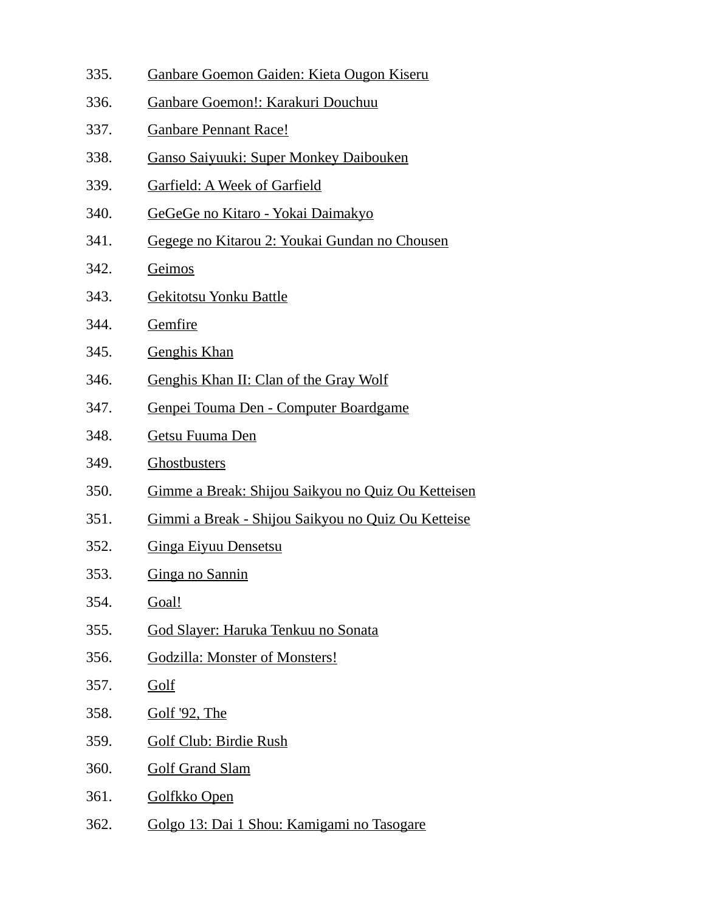335. Ganbare Goemon Gaiden: Kieta Ougon Kiseru
336. Ganbare Goemon!: Karakuri Douchuu
337. Ganbare Pennant Race!
338. Ganso Saiyuuki: Super Monkey Daibouken
339. Garfield: A Week of Garfield
340. GeGeGe no Kitaro - Yokai Daimakyo
341. Gegege no Kitarou 2: Youkai Gundan no Chousen
342. Geimos
343. Gekitotsu Yonku Battle
344. Gemfire
345. Genghis Khan
346. Genghis Khan II: Clan of the Gray Wolf
347. Genpei Touma Den - Computer Boardgame
348. Getsu Fuuma Den
349. Ghostbusters
350. Gimme a Break: Shijou Saikyou no Quiz Ou Ketteisen
351. Gimmi a Break - Shijou Saikyou no Quiz Ou Ketteise
352. Ginga Eiyuu Densetsu
353. Ginga no Sannin
354. Goal!
355. God Slayer: Haruka Tenkuu no Sonata
356. Godzilla: Monster of Monsters!
357. Golf
358. Golf '92, The
359. Golf Club: Birdie Rush
360. Golf Grand Slam
361. Golfkko Open
362. Golgo 13: Dai 1 Shou: Kamigami no Tasogare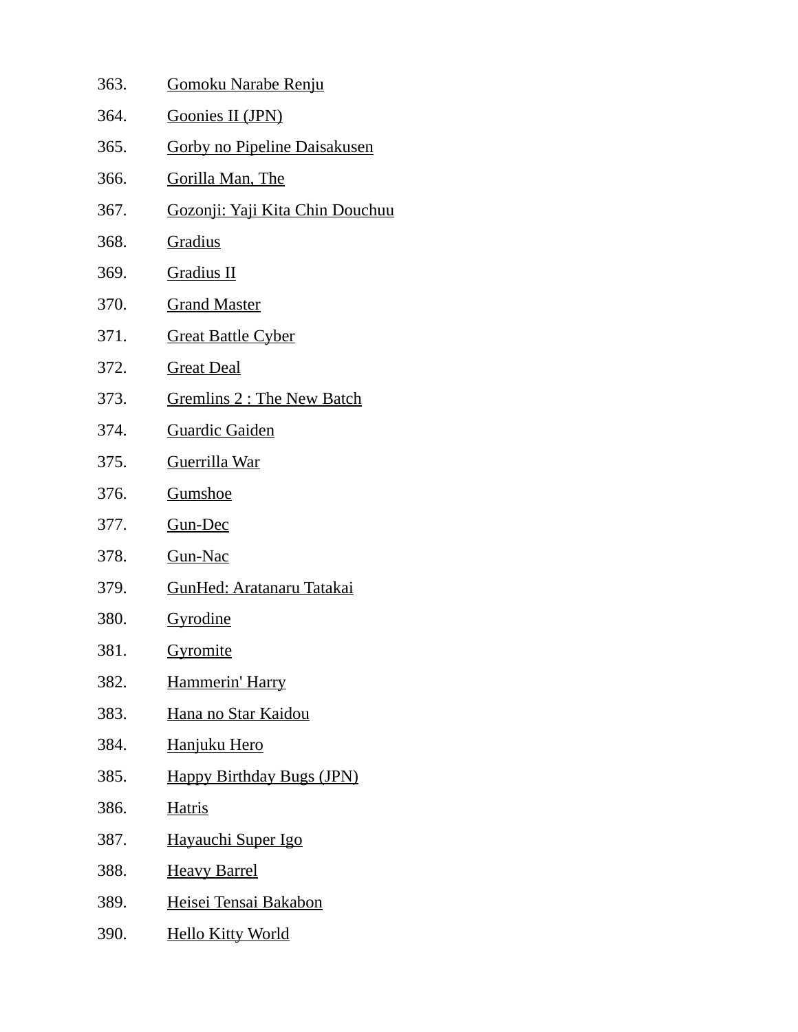363. Gomoku Narabe Renju
364. Goonies II (JPN)
365. Gorby no Pipeline Daisakusen
366. Gorilla Man, The
367. Gozonji: Yaji Kita Chin Douchuu
368. Gradius
369. Gradius II
370. Grand Master
371. Great Battle Cyber
372. Great Deal
373. Gremlins 2 : The New Batch
374. Guardic Gaiden
375. Guerrilla War
376. Gumshoe
377. Gun-Dec
378. Gun-Nac
379. GunHed: Aratanaru Tatakai
380. Gyrodine
381. Gyromite
382. Hammerin' Harry
383. Hana no Star Kaidou
384. Hanjuku Hero
385. Happy Birthday Bugs (JPN)
386. Hatris
387. Hayauchi Super Igo
388. Heavy Barrel
389. Heisei Tensai Bakabon
390. Hello Kitty World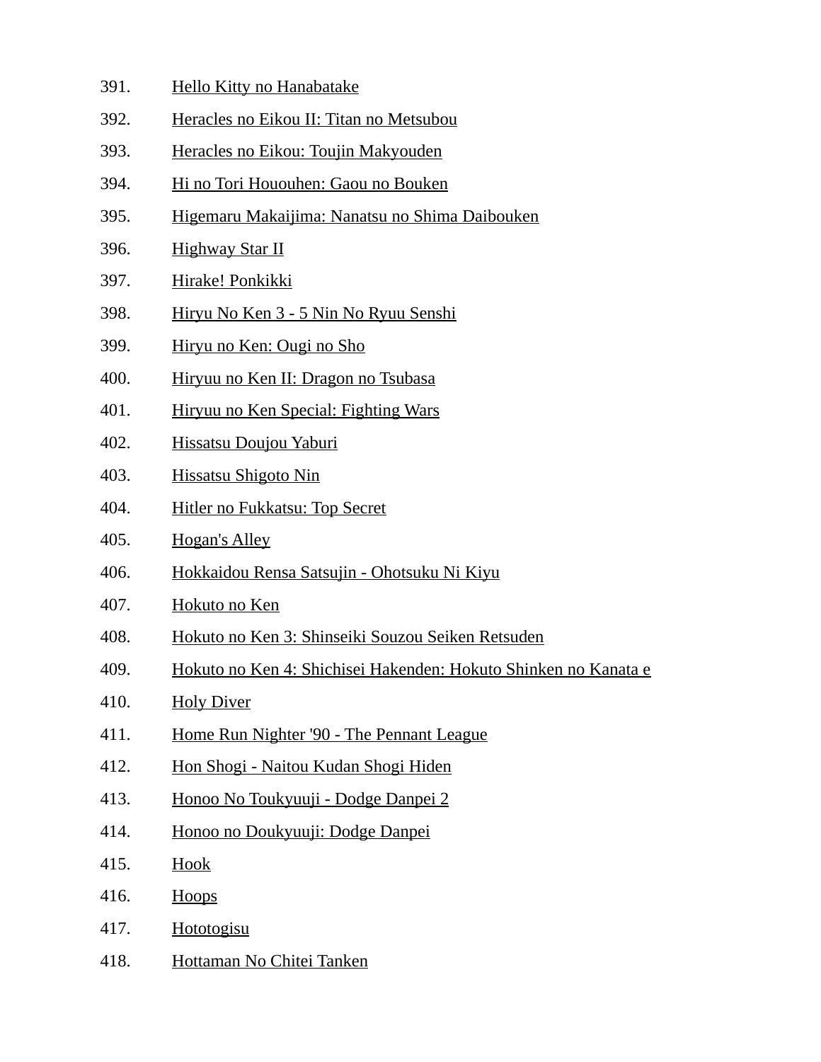391. Hello Kitty no Hanabatake
392. Heracles no Eikou II: Titan no Metsubou
393. Heracles no Eikou: Toujin Makyouden
394. Hi no Tori Hououhen: Gaou no Bouken
395. Higemaru Makaijima: Nanatsu no Shima Daibouken
396. Highway Star II
397. Hirake! Ponkikki
398. Hiryu No Ken 3 - 5 Nin No Ryuu Senshi
399. Hiryu no Ken: Ougi no Sho
400. Hiryuu no Ken II: Dragon no Tsubasa
401. Hiryuu no Ken Special: Fighting Wars
402. Hissatsu Doujou Yaburi
403. Hissatsu Shigoto Nin
404. Hitler no Fukkatsu: Top Secret
405. Hogan's Alley
406. Hokkaidou Rensa Satsujin - Ohotsuku Ni Kiyu
407. Hokuto no Ken
408. Hokuto no Ken 3: Shinseiki Souzou Seiken Retsuden
409. Hokuto no Ken 4: Shichisei Hakenden: Hokuto Shinken no Kanata e
410. Holy Diver
411. Home Run Nighter '90 - The Pennant League
412. Hon Shogi - Naitou Kudan Shogi Hiden
413. Honoo No Toukyuuji - Dodge Danpei 2
414. Honoo no Doukyuuji: Dodge Danpei
415. Hook
416. Hoops
417. Hototogisu
418. Hottaman No Chitei Tanken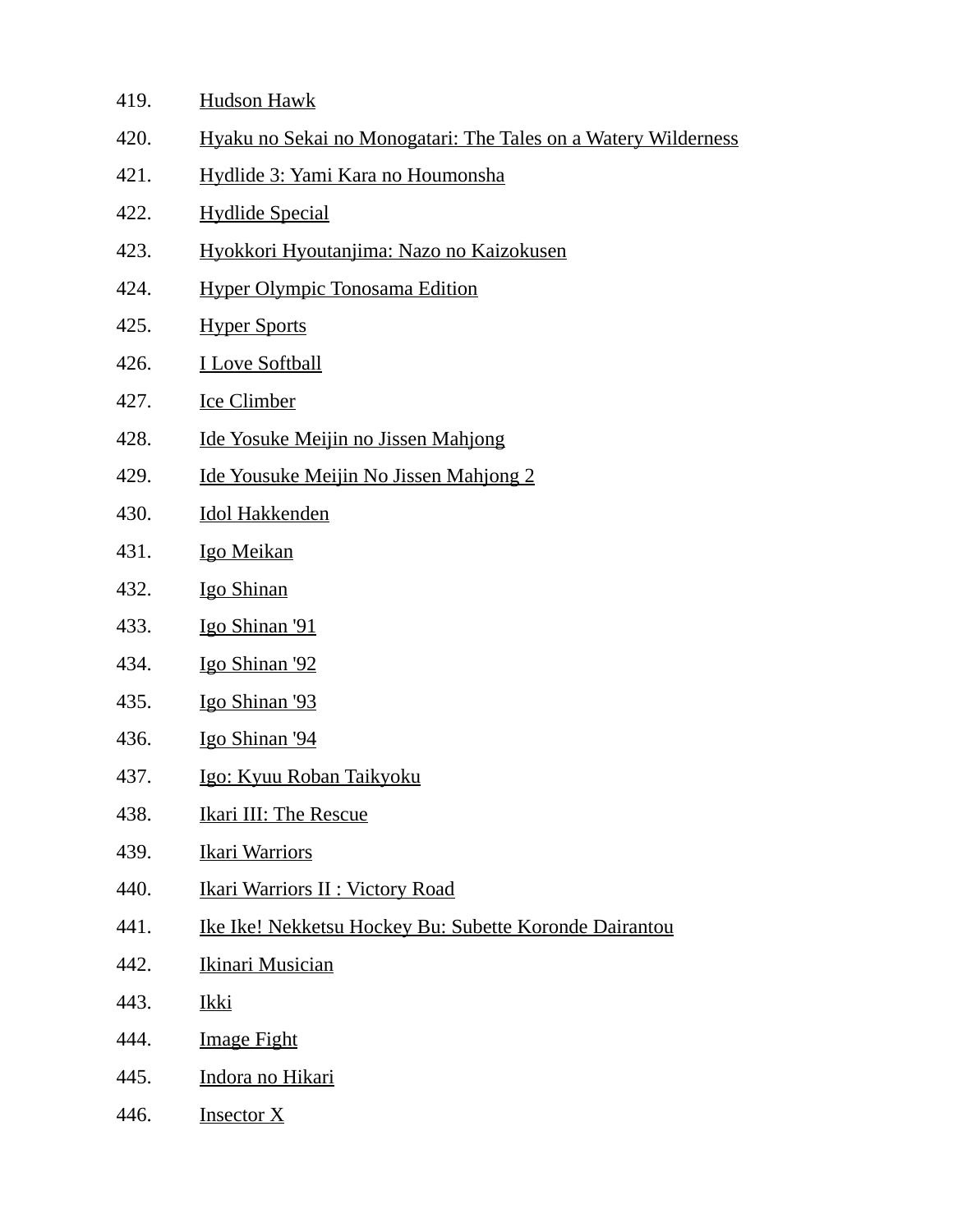419. Hudson Hawk
420. Hyaku no Sekai no Monogatari: The Tales on a Watery Wilderness
421. Hydlide 3: Yami Kara no Houmonsha
422. Hydlide Special
423. Hyokkori Hyoutanjima: Nazo no Kaizokusen
424. Hyper Olympic Tonosama Edition
425. Hyper Sports
426. I Love Softball
427. Ice Climber
428. Ide Yosuke Meijin no Jissen Mahjong
429. Ide Yousuke Meijin No Jissen Mahjong 2
430. Idol Hakkenden
431. Igo Meikan
432. Igo Shinan
433. Igo Shinan '91
434. Igo Shinan '92
435. Igo Shinan '93
436. Igo Shinan '94
437. Igo: Kyuu Roban Taikyoku
438. Ikari III: The Rescue
439. Ikari Warriors
440. Ikari Warriors II : Victory Road
441. Ike Ike! Nekketsu Hockey Bu: Subette Koronde Dairantou
442. Ikinari Musician
443. Ikki
444. Image Fight
445. Indora no Hikari
446. Insector X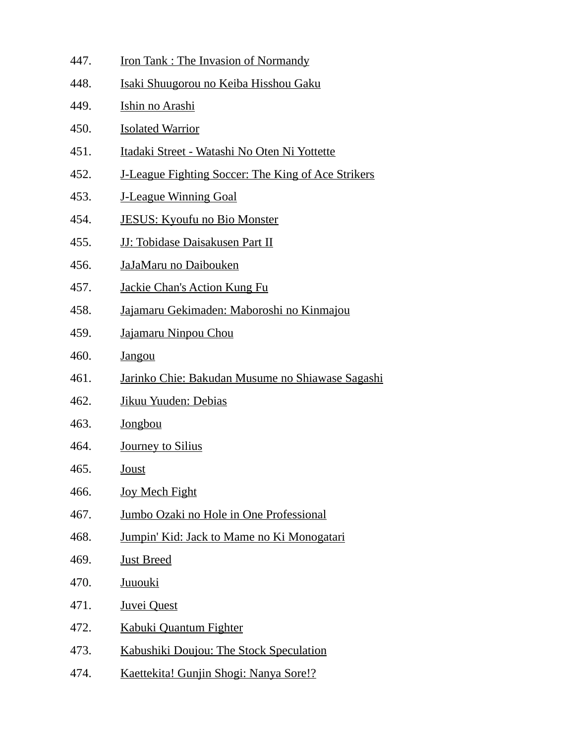447. Iron Tank : The Invasion of Normandy
448. Isaki Shuugorou no Keiba Hisshou Gaku
449. Ishin no Arashi
450. Isolated Warrior
451. Itadaki Street - Watashi No Oten Ni Yottette
452. J-League Fighting Soccer: The King of Ace Strikers
453. J-League Winning Goal
454. JESUS: Kyoufu no Bio Monster
455. JJ: Tobidase Daisakusen Part II
456. JaJaMaru no Daibouken
457. Jackie Chan's Action Kung Fu
458. Jajamaru Gekimaden: Maboroshi no Kinmajou
459. Jajamaru Ninpou Chou
460. Jangou
461. Jarinko Chie: Bakudan Musume no Shiawase Sagashi
462. Jikuu Yuuden: Debias
463. Jongbou
464. Journey to Silius
465. Joust
466. Joy Mech Fight
467. Jumbo Ozaki no Hole in One Professional
468. Jumpin' Kid: Jack to Mame no Ki Monogatari
469. Just Breed
470. Juuouki
471. Juvei Quest
472. Kabuki Quantum Fighter
473. Kabushiki Doujou: The Stock Speculation
474. Kaettekita! Gunjin Shogi: Nanya Sore!?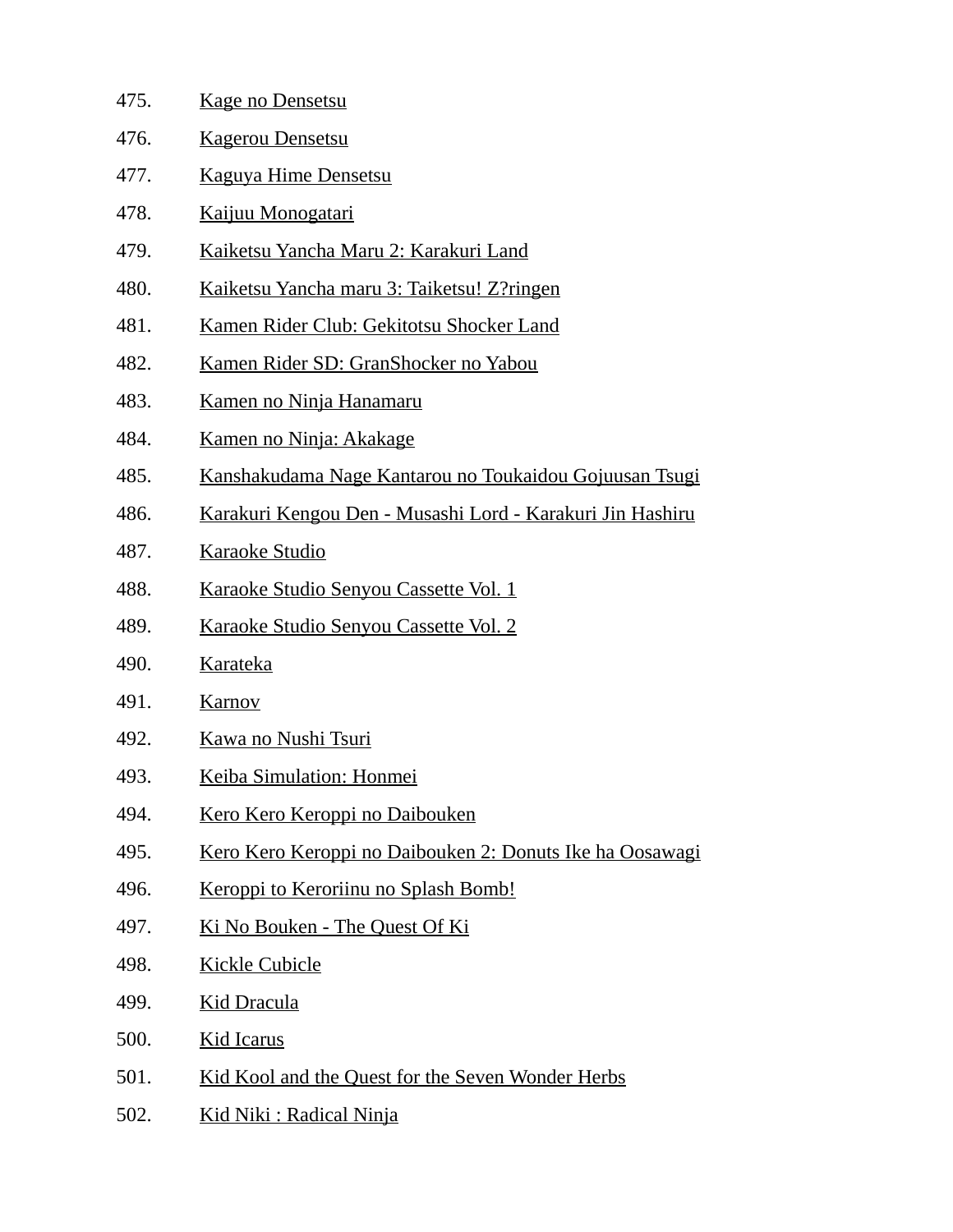475. Kage no Densetsu
476. Kagerou Densetsu
477. Kaguya Hime Densetsu
478. Kaijuu Monogatari
479. Kaiketsu Yancha Maru 2: Karakuri Land
480. Kaiketsu Yancha maru 3: Taiketsu! Z?ringen
481. Kamen Rider Club: Gekitotsu Shocker Land
482. Kamen Rider SD: GranShocker no Yabou
483. Kamen no Ninja Hanamaru
484. Kamen no Ninja: Akakage
485. Kanshakudama Nage Kantarou no Toukaidou Gojuusan Tsugi
486. Karakuri Kengou Den - Musashi Lord - Karakuri Jin Hashiru
487. Karaoke Studio
488. Karaoke Studio Senyou Cassette Vol. 1
489. Karaoke Studio Senyou Cassette Vol. 2
490. Karateka
491. Karnov
492. Kawa no Nushi Tsuri
493. Keiba Simulation: Honmei
494. Kero Kero Keroppi no Daibouken
495. Kero Kero Keroppi no Daibouken 2: Donuts Ike ha Oosawagi
496. Keroppi to Keroriinu no Splash Bomb!
497. Ki No Bouken - The Quest Of Ki
498. Kickle Cubicle
499. Kid Dracula
500. Kid Icarus
501. Kid Kool and the Quest for the Seven Wonder Herbs
502. Kid Niki : Radical Ninja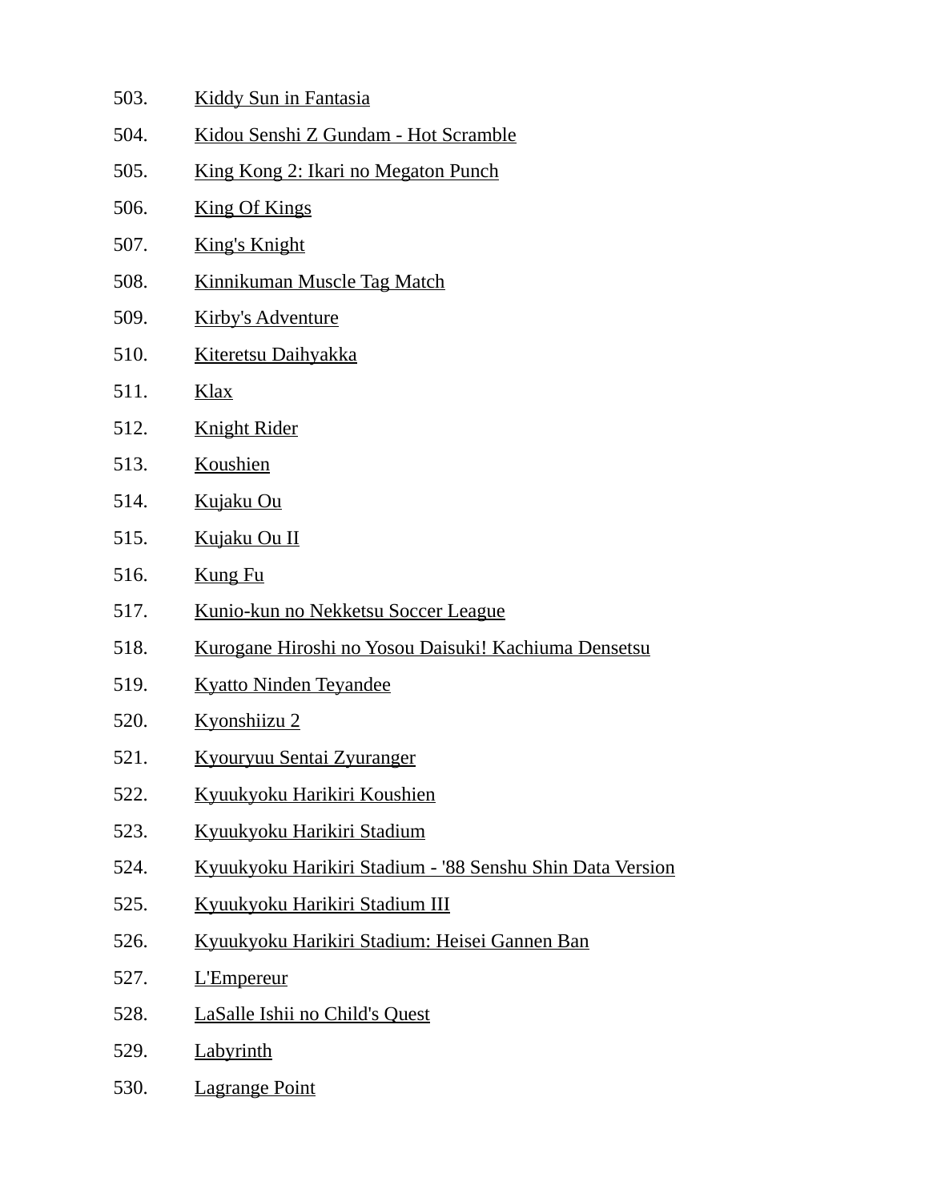503. Kiddy Sun in Fantasia
504. Kidou Senshi Z Gundam - Hot Scramble
505. King Kong 2: Ikari no Megaton Punch
506. King Of Kings
507. King's Knight
508. Kinnikuman Muscle Tag Match
509. Kirby's Adventure
510. Kiteretsu Daihyakka
511. Klax
512. Knight Rider
513. Koushien
514. Kujaku Ou
515. Kujaku Ou II
516. Kung Fu
517. Kunio-kun no Nekketsu Soccer League
518. Kurogane Hiroshi no Yosou Daisuki! Kachiuma Densetsu
519. Kyatto Ninden Teyandee
520. Kyonshiizu 2
521. Kyouryuu Sentai Zyuranger
522. Kyuukyoku Harikiri Koushien
523. Kyuukyoku Harikiri Stadium
524. Kyuukyoku Harikiri Stadium - '88 Senshu Shin Data Version
525. Kyuukyoku Harikiri Stadium III
526. Kyuukyoku Harikiri Stadium: Heisei Gannen Ban
527. L'Empereur
528. LaSalle Ishii no Child's Quest
529. Labyrinth
530. Lagrange Point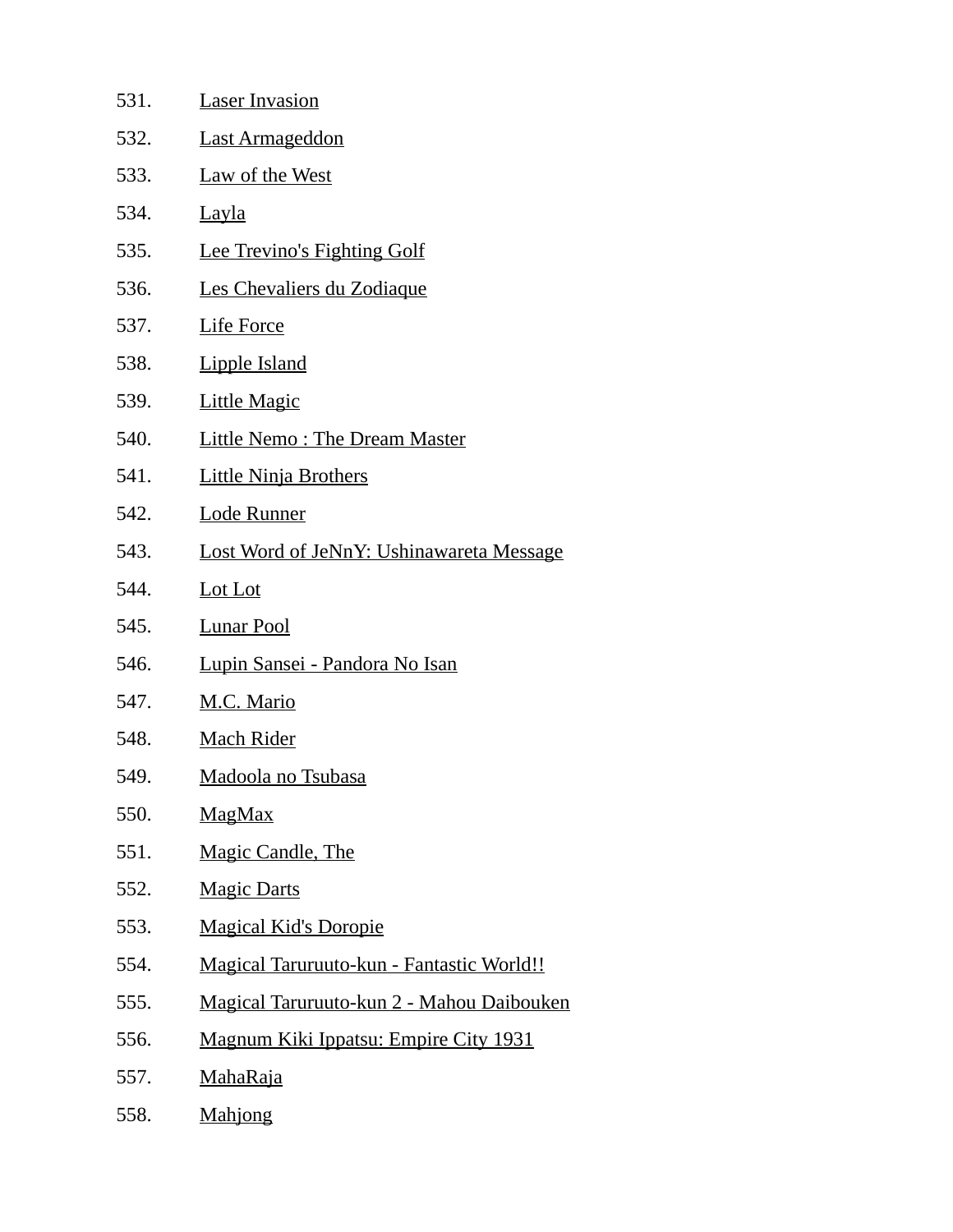531. Laser Invasion
532. Last Armageddon
533. Law of the West
534. Layla
535. Lee Trevino's Fighting Golf
536. Les Chevaliers du Zodiaque
537. Life Force
538. Lipple Island
539. Little Magic
540. Little Nemo : The Dream Master
541. Little Ninja Brothers
542. Lode Runner
543. Lost Word of JeNnY: Ushinawareta Message
544. Lot Lot
545. Lunar Pool
546. Lupin Sansei - Pandora No Isan
547. M.C. Mario
548. Mach Rider
549. Madoola no Tsubasa
550. MagMax
551. Magic Candle, The
552. Magic Darts
553. Magical Kid's Doropie
554. Magical Taruruuto-kun - Fantastic World!!
555. Magical Taruruuto-kun 2 - Mahou Daibouken
556. Magnum Kiki Ippatsu: Empire City 1931
557. MahaRaja
558. Mahjong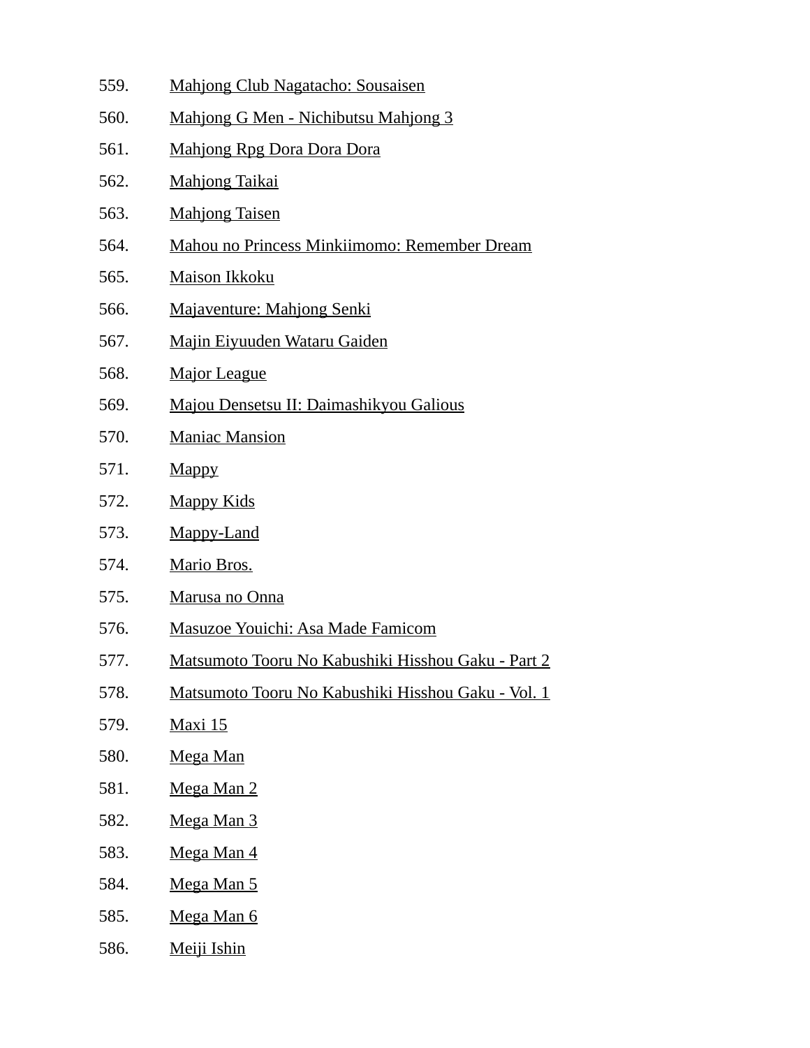559. Mahjong Club Nagatacho: Sousaisen
560. Mahjong G Men - Nichibutsu Mahjong 3
561. Mahjong Rpg Dora Dora Dora
562. Mahjong Taikai
563. Mahjong Taisen
564. Mahou no Princess Minkiimomo: Remember Dream
565. Maison Ikkoku
566. Majaventure: Mahjong Senki
567. Majin Eiyuuden Wataru Gaiden
568. Major League
569. Majou Densetsu II: Daimashikyou Galious
570. Maniac Mansion
571. Mappy
572. Mappy Kids
573. Mappy-Land
574. Mario Bros.
575. Marusa no Onna
576. Masuzoe Youichi: Asa Made Famicom
577. Matsumoto Tooru No Kabushiki Hisshou Gaku - Part 2
578. Matsumoto Tooru No Kabushiki Hisshou Gaku - Vol. 1
579. Maxi 15
580. Mega Man
581. Mega Man 2
582. Mega Man 3
583. Mega Man 4
584. Mega Man 5
585. Mega Man 6
586. Meiji Ishin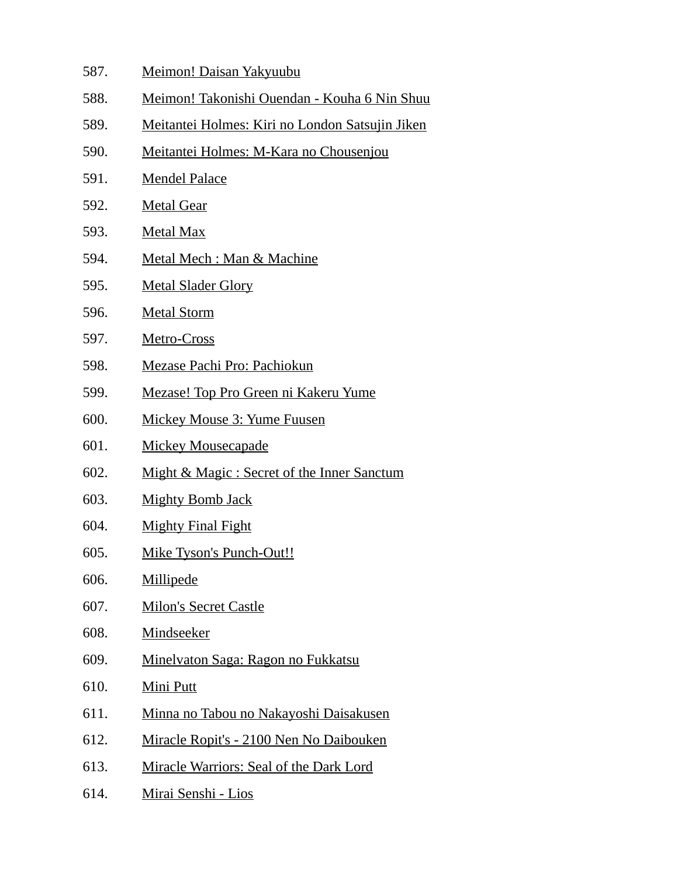587. Meimon! Daisan Yakyuubu
588. Meimon! Takonishi Ouendan - Kouha 6 Nin Shuu
589. Meitantei Holmes: Kiri no London Satsujin Jiken
590. Meitantei Holmes: M-Kara no Chousenjou
591. Mendel Palace
592. Metal Gear
593. Metal Max
594. Metal Mech : Man & Machine
595. Metal Slader Glory
596. Metal Storm
597. Metro-Cross
598. Mezase Pachi Pro: Pachiokun
599. Mezase! Top Pro Green ni Kakeru Yume
600. Mickey Mouse 3: Yume Fuusen
601. Mickey Mousecapade
602. Might & Magic : Secret of the Inner Sanctum
603. Mighty Bomb Jack
604. Mighty Final Fight
605. Mike Tyson's Punch-Out!!
606. Millipede
607. Milon's Secret Castle
608. Mindseeker
609. Minelvaton Saga: Ragon no Fukkatsu
610. Mini Putt
611. Minna no Tabou no Nakayoshi Daisakusen
612. Miracle Ropit's - 2100 Nen No Daibouken
613. Miracle Warriors: Seal of the Dark Lord
614. Mirai Senshi - Lios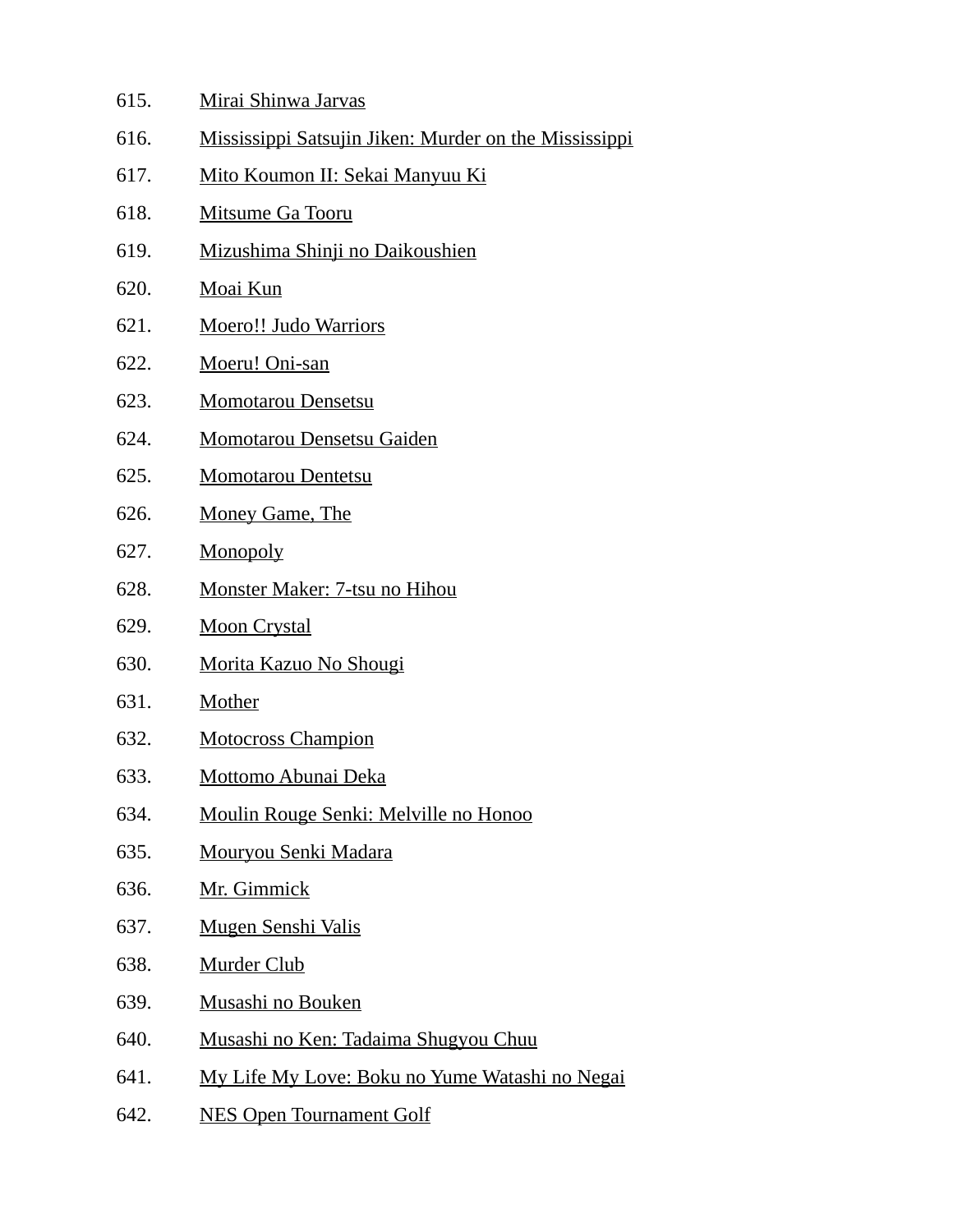615. Mirai Shinwa Jarvas
616. Mississippi Satsujin Jiken: Murder on the Mississippi
617. Mito Koumon II: Sekai Manyuu Ki
618. Mitsume Ga Tooru
619. Mizushima Shinji no Daikoushien
620. Moai Kun
621. Moero!! Judo Warriors
622. Moeru! Oni-san
623. Momotarou Densetsu
624. Momotarou Densetsu Gaiden
625. Momotarou Dentetsu
626. Money Game, The
627. Monopoly
628. Monster Maker: 7-tsu no Hihou
629. Moon Crystal
630. Morita Kazuo No Shougi
631. Mother
632. Motocross Champion
633. Mottomo Abunai Deka
634. Moulin Rouge Senki: Melville no Honoo
635. Mouryou Senki Madara
636. Mr. Gimmick
637. Mugen Senshi Valis
638. Murder Club
639. Musashi no Bouken
640. Musashi no Ken: Tadaima Shugyou Chuu
641. My Life My Love: Boku no Yume Watashi no Negai
642. NES Open Tournament Golf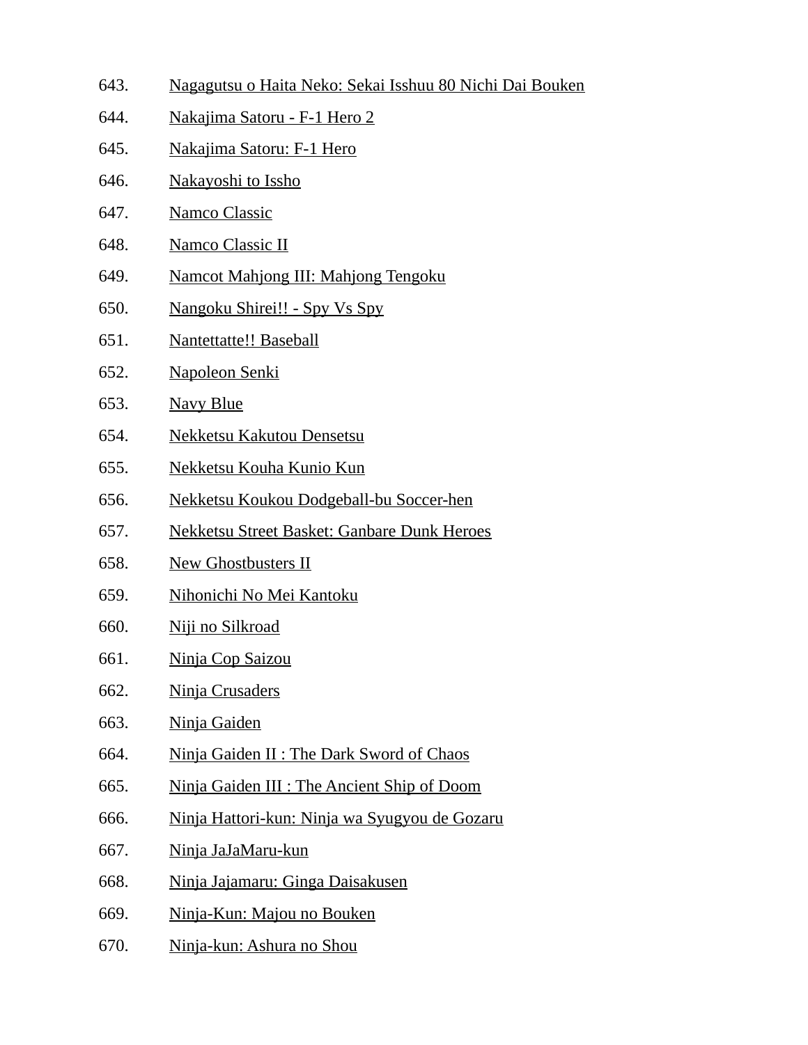643. Nagagutsu o Haita Neko: Sekai Isshuu 80 Nichi Dai Bouken
644. Nakajima Satoru - F-1 Hero 2
645. Nakajima Satoru: F-1 Hero
646. Nakayoshi to Issho
647. Namco Classic
648. Namco Classic II
649. Namcot Mahjong III: Mahjong Tengoku
650. Nangoku Shirei!! - Spy Vs Spy
651. Nantettatte!! Baseball
652. Napoleon Senki
653. Navy Blue
654. Nekketsu Kakutou Densetsu
655. Nekketsu Kouha Kunio Kun
656. Nekketsu Koukou Dodgeball-bu Soccer-hen
657. Nekketsu Street Basket: Ganbare Dunk Heroes
658. New Ghostbusters II
659. Nihonichi No Mei Kantoku
660. Niji no Silkroad
661. Ninja Cop Saizou
662. Ninja Crusaders
663. Ninja Gaiden
664. Ninja Gaiden II : The Dark Sword of Chaos
665. Ninja Gaiden III : The Ancient Ship of Doom
666. Ninja Hattori-kun: Ninja wa Syugyou de Gozaru
667. Ninja JaJaMaru-kun
668. Ninja Jajamaru: Ginga Daisakusen
669. Ninja-Kun: Majou no Bouken
670. Ninja-kun: Ashura no Shou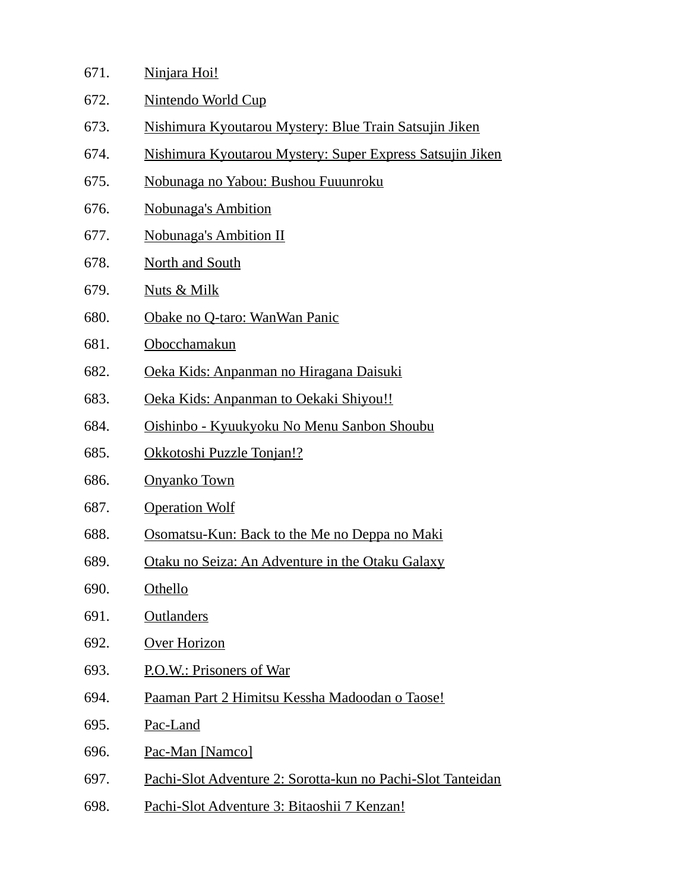671. Ninjara Hoi!
672. Nintendo World Cup
673. Nishimura Kyoutarou Mystery: Blue Train Satsujin Jiken
674. Nishimura Kyoutarou Mystery: Super Express Satsujin Jiken
675. Nobunaga no Yabou: Bushou Fuuunroku
676. Nobunaga's Ambition
677. Nobunaga's Ambition II
678. North and South
679. Nuts & Milk
680. Obake no Q-taro: WanWan Panic
681. Obocchamakun
682. Oeka Kids: Anpanman no Hiragana Daisuki
683. Oeka Kids: Anpanman to Oekaki Shiyou!!
684. Oishinbo - Kyuukyoku No Menu Sanbon Shoubu
685. Okkotoshi Puzzle Tonjan!?
686. Onyanko Town
687. Operation Wolf
688. Osomatsu-Kun: Back to the Me no Deppa no Maki
689. Otaku no Seiza: An Adventure in the Otaku Galaxy
690. Othello
691. Outlanders
692. Over Horizon
693. P.O.W.: Prisoners of War
694. Paaman Part 2 Himitsu Kessha Madoodan o Taose!
695. Pac-Land
696. Pac-Man [Namco]
697. Pachi-Slot Adventure 2: Sorotta-kun no Pachi-Slot Tanteidan
698. Pachi-Slot Adventure 3: Bitaoshii 7 Kenzan!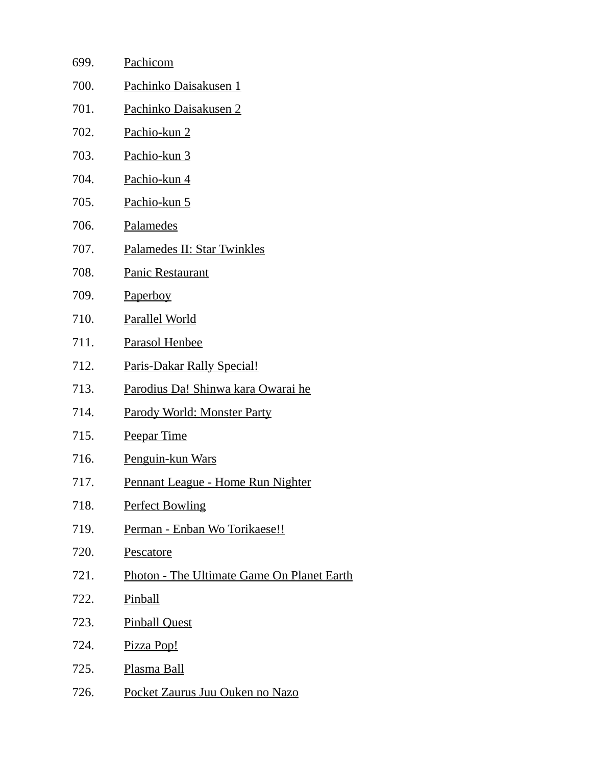699. Pachicom
700. Pachinko Daisakusen 1
701. Pachinko Daisakusen 2
702. Pachio-kun 2
703. Pachio-kun 3
704. Pachio-kun 4
705. Pachio-kun 5
706. Palamedes
707. Palamedes II: Star Twinkles
708. Panic Restaurant
709. Paperboy
710. Parallel World
711. Parasol Henbee
712. Paris-Dakar Rally Special!
713. Parodius Da! Shinwa kara Owarai he
714. Parody World: Monster Party
715. Peepar Time
716. Penguin-kun Wars
717. Pennant League - Home Run Nighter
718. Perfect Bowling
719. Perman - Enban Wo Torikaese!!
720. Pescatore
721. Photon - The Ultimate Game On Planet Earth
722. Pinball
723. Pinball Quest
724. Pizza Pop!
725. Plasma Ball
726. Pocket Zaurus Juu Ouken no Nazo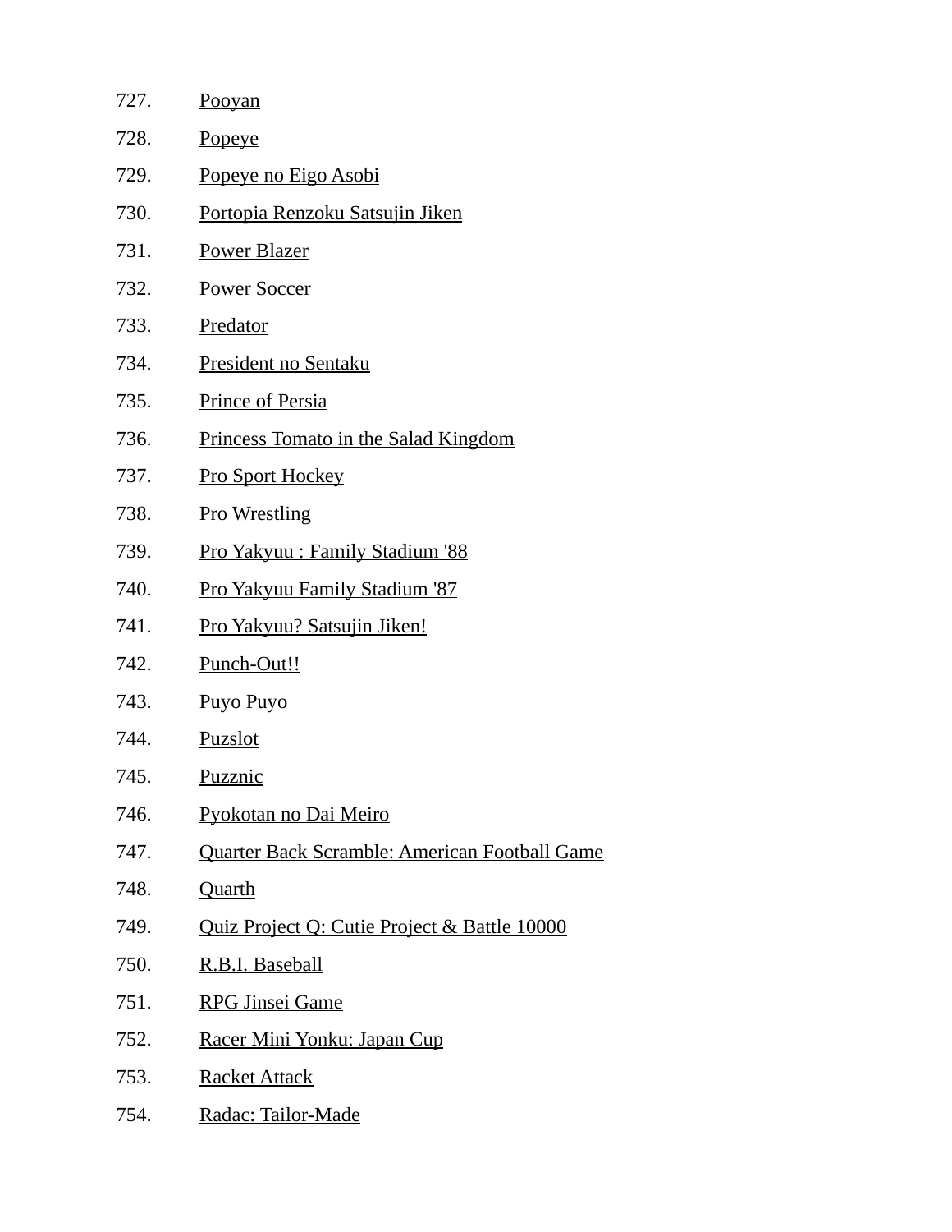727. Pooyan
728. Popeye
729. Popeye no Eigo Asobi
730. Portopia Renzoku Satsujin Jiken
731. Power Blazer
732. Power Soccer
733. Predator
734. President no Sentaku
735. Prince of Persia
736. Princess Tomato in the Salad Kingdom
737. Pro Sport Hockey
738. Pro Wrestling
739. Pro Yakyuu : Family Stadium '88
740. Pro Yakyuu Family Stadium '87
741. Pro Yakyuu? Satsujin Jiken!
742. Punch-Out!!
743. Puyo Puyo
744. Puzslot
745. Puzznic
746. Pyokotan no Dai Meiro
747. Quarter Back Scramble: American Football Game
748. Quarth
749. Quiz Project Q: Cutie Project & Battle 10000
750. R.B.I. Baseball
751. RPG Jinsei Game
752. Racer Mini Yonku: Japan Cup
753. Racket Attack
754. Radac: Tailor-Made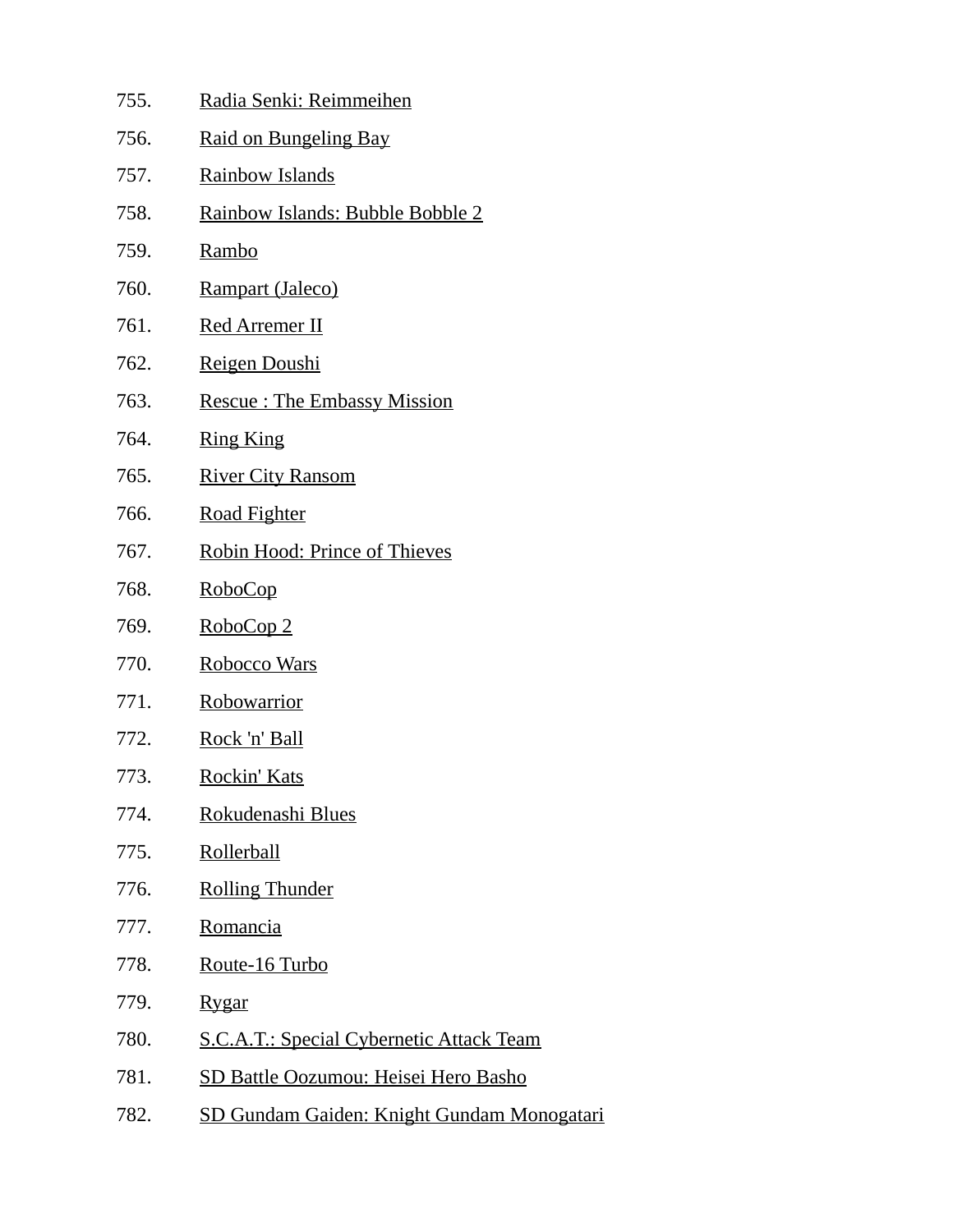755. Radia Senki: Reimmeihen
756. Raid on Bungeling Bay
757. Rainbow Islands
758. Rainbow Islands: Bubble Bobble 2
759. Rambo
760. Rampart (Jaleco)
761. Red Arremer II
762. Reigen Doushi
763. Rescue : The Embassy Mission
764. Ring King
765. River City Ransom
766. Road Fighter
767. Robin Hood: Prince of Thieves
768. RoboCop
769. RoboCop 2
770. Robocco Wars
771. Robowarrior
772. Rock 'n' Ball
773. Rockin' Kats
774. Rokudenashi Blues
775. Rollerball
776. Rolling Thunder
777. Romancia
778. Route-16 Turbo
779. Rygar
780. S.C.A.T.: Special Cybernetic Attack Team
781. SD Battle Oozumou: Heisei Hero Basho
782. SD Gundam Gaiden: Knight Gundam Monogatari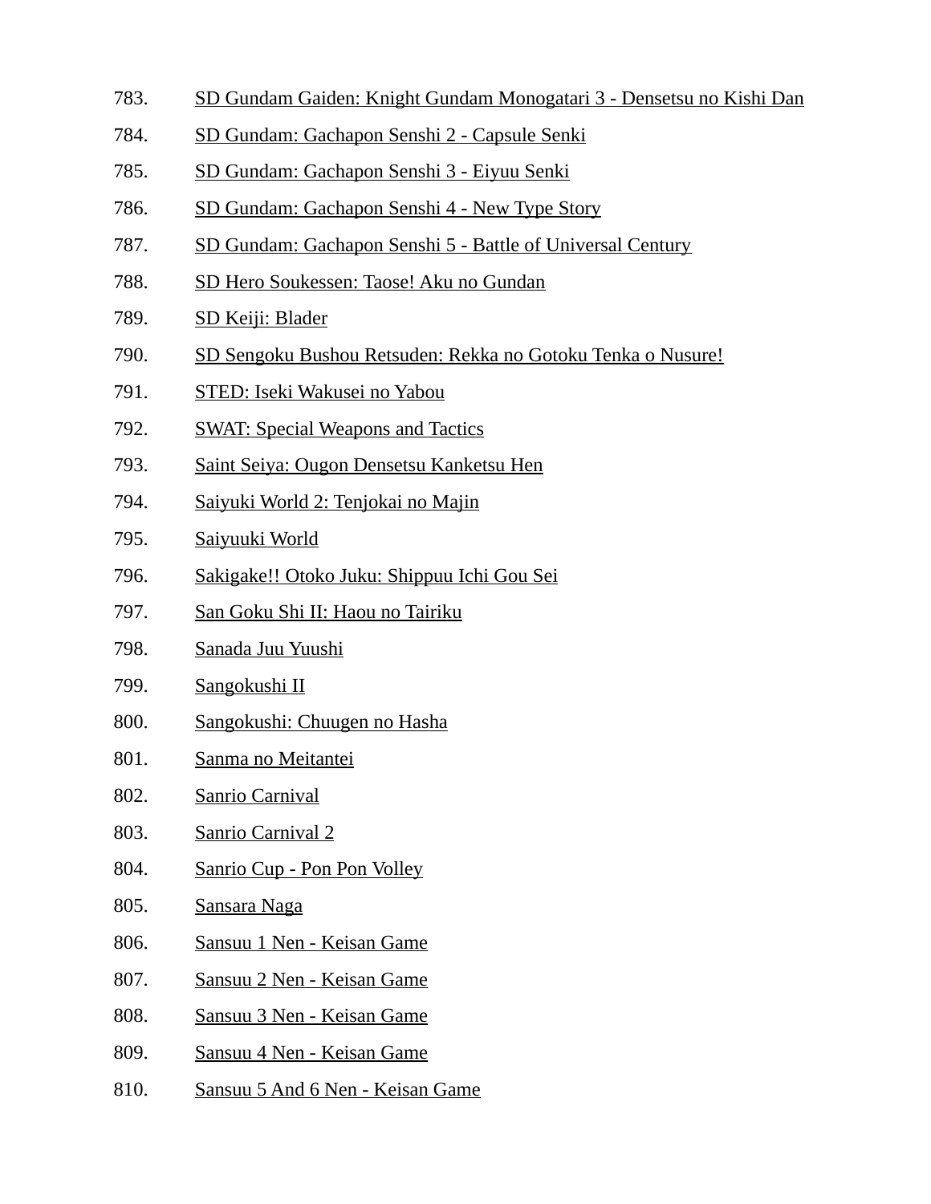783. SD Gundam Gaiden: Knight Gundam Monogatari 3 - Densetsu no Kishi Dan
784. SD Gundam: Gachapon Senshi 2 - Capsule Senki
785. SD Gundam: Gachapon Senshi 3 - Eiyuu Senki
786. SD Gundam: Gachapon Senshi 4 - New Type Story
787. SD Gundam: Gachapon Senshi 5 - Battle of Universal Century
788. SD Hero Soukessen: Taose! Aku no Gundan
789. SD Keiji: Blader
790. SD Sengoku Bushou Retsuden: Rekka no Gotoku Tenka o Nusure!
791. STED: Iseki Wakusei no Yabou
792. SWAT: Special Weapons and Tactics
793. Saint Seiya: Ougon Densetsu Kanketsu Hen
794. Saiyuki World 2: Tenjokai no Majin
795. Saiyuuki World
796. Sakigake!! Otoko Juku: Shippuu Ichi Gou Sei
797. San Goku Shi II: Haou no Tairiku
798. Sanada Juu Yuushi
799. Sangokushi II
800. Sangokushi: Chuugen no Hasha
801. Sanma no Meitantei
802. Sanrio Carnival
803. Sanrio Carnival 2
804. Sanrio Cup - Pon Pon Volley
805. Sansara Naga
806. Sansuu 1 Nen - Keisan Game
807. Sansuu 2 Nen - Keisan Game
808. Sansuu 3 Nen - Keisan Game
809. Sansuu 4 Nen - Keisan Game
810. Sansuu 5 And 6 Nen - Keisan Game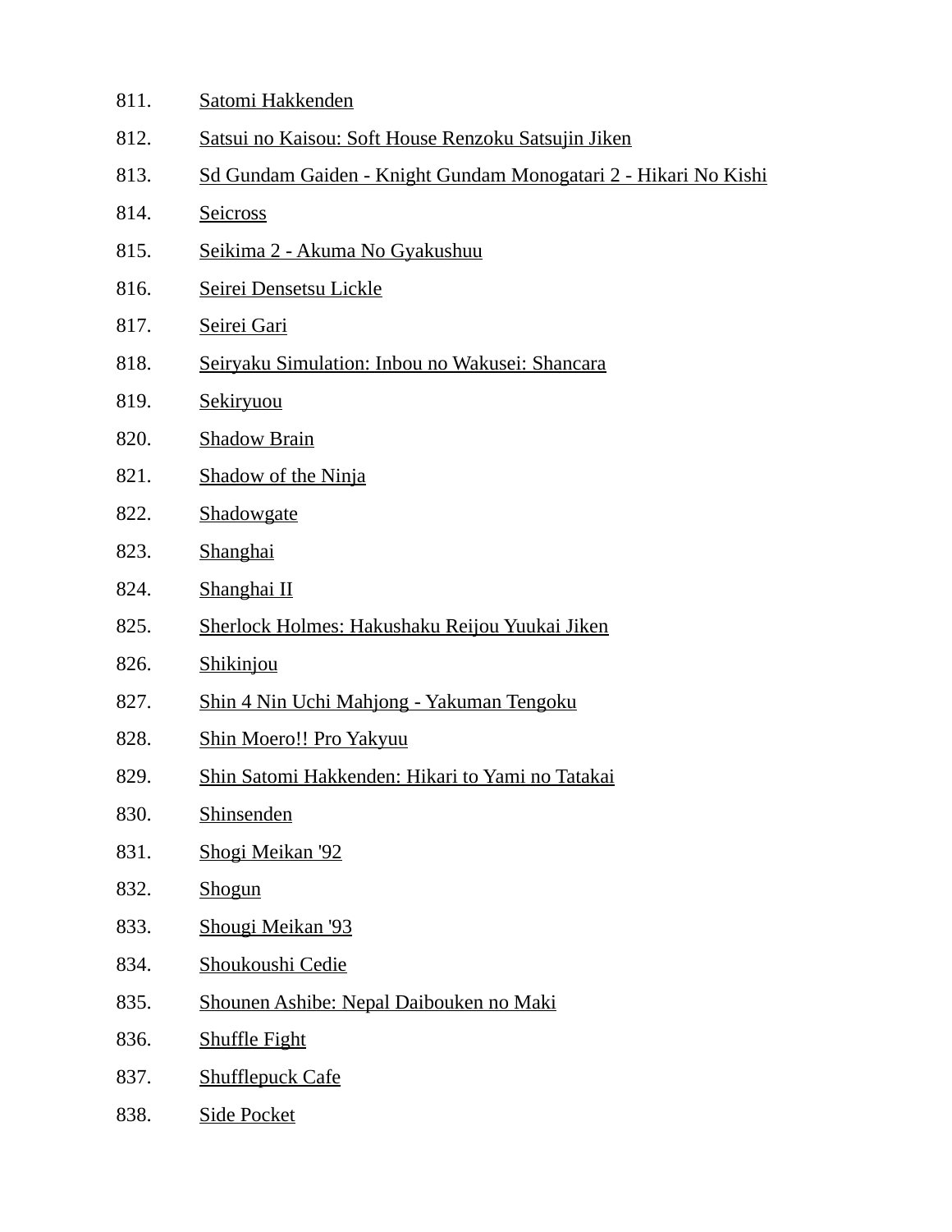811. Satomi Hakkenden
812. Satsui no Kaisou: Soft House Renzoku Satsujin Jiken
813. Sd Gundam Gaiden - Knight Gundam Monogatari 2 - Hikari No Kishi
814. Seicross
815. Seikima 2 - Akuma No Gyakushuu
816. Seirei Densetsu Lickle
817. Seirei Gari
818. Seiryaku Simulation: Inbou no Wakusei: Shancara
819. Sekiryuou
820. Shadow Brain
821. Shadow of the Ninja
822. Shadowgate
823. Shanghai
824. Shanghai II
825. Sherlock Holmes: Hakushaku Reijou Yuukai Jiken
826. Shikinjou
827. Shin 4 Nin Uchi Mahjong - Yakuman Tengoku
828. Shin Moero!! Pro Yakyuu
829. Shin Satomi Hakkenden: Hikari to Yami no Tatakai
830. Shinsenden
831. Shogi Meikan '92
832. Shogun
833. Shougi Meikan '93
834. Shoukoushi Cedie
835. Shounen Ashibe: Nepal Daibouken no Maki
836. Shuffle Fight
837. Shufflepuck Cafe
838. Side Pocket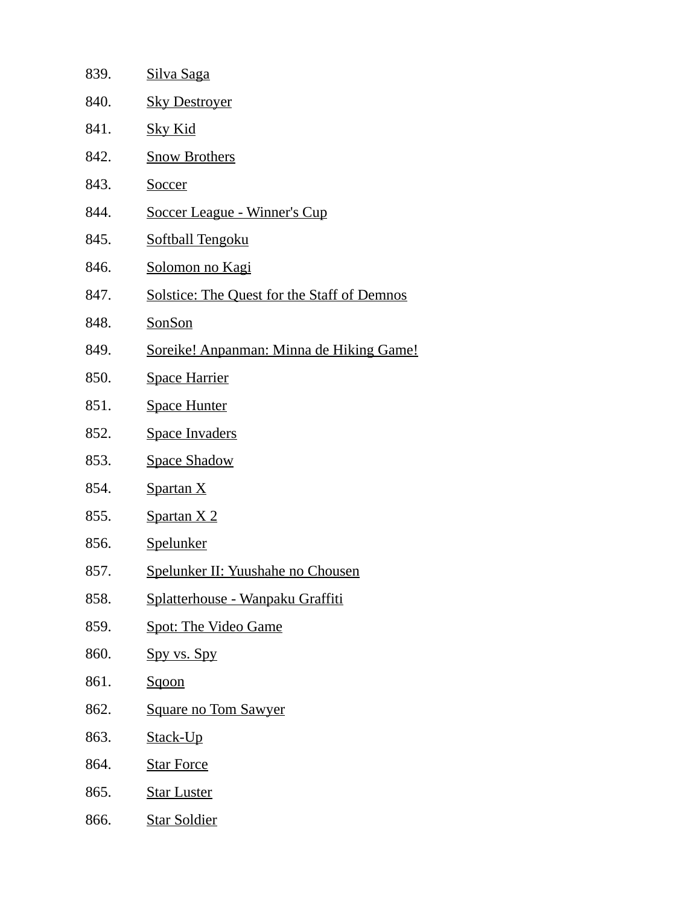839. Silva Saga
840. Sky Destroyer
841. Sky Kid
842. Snow Brothers
843. Soccer
844. Soccer League - Winner's Cup
845. Softball Tengoku
846. Solomon no Kagi
847. Solstice: The Quest for the Staff of Demnos
848. SonSon
849. Soreike! Anpanman: Minna de Hiking Game!
850. Space Harrier
851. Space Hunter
852. Space Invaders
853. Space Shadow
854. Spartan X
855. Spartan X 2
856. Spelunker
857. Spelunker II: Yuushahe no Chousen
858. Splatterhouse - Wanpaku Graffiti
859. Spot: The Video Game
860. Spy vs. Spy
861. Sqoon
862. Square no Tom Sawyer
863. Stack-Up
864. Star Force
865. Star Luster
866. Star Soldier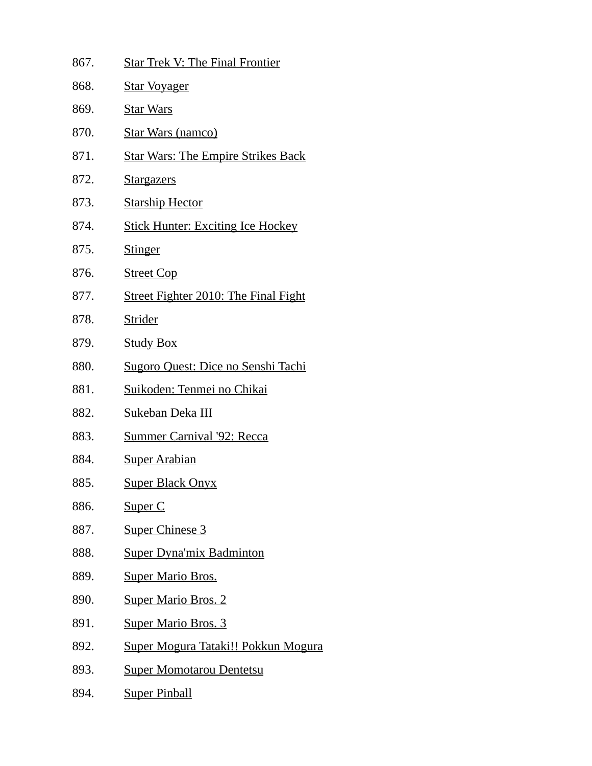867. Star Trek V: The Final Frontier
868. Star Voyager
869. Star Wars
870. Star Wars (namco)
871. Star Wars: The Empire Strikes Back
872. Stargazers
873. Starship Hector
874. Stick Hunter: Exciting Ice Hockey
875. Stinger
876. Street Cop
877. Street Fighter 2010: The Final Fight
878. Strider
879. Study Box
880. Sugoro Quest: Dice no Senshi Tachi
881. Suikoden: Tenmei no Chikai
882. Sukeban Deka III
883. Summer Carnival '92: Recca
884. Super Arabian
885. Super Black Onyx
886. Super C
887. Super Chinese 3
888. Super Dyna'mix Badminton
889. Super Mario Bros.
890. Super Mario Bros. 2
891. Super Mario Bros. 3
892. Super Mogura Tataki!! Pokkun Mogura
893. Super Momotarou Dentetsu
894. Super Pinball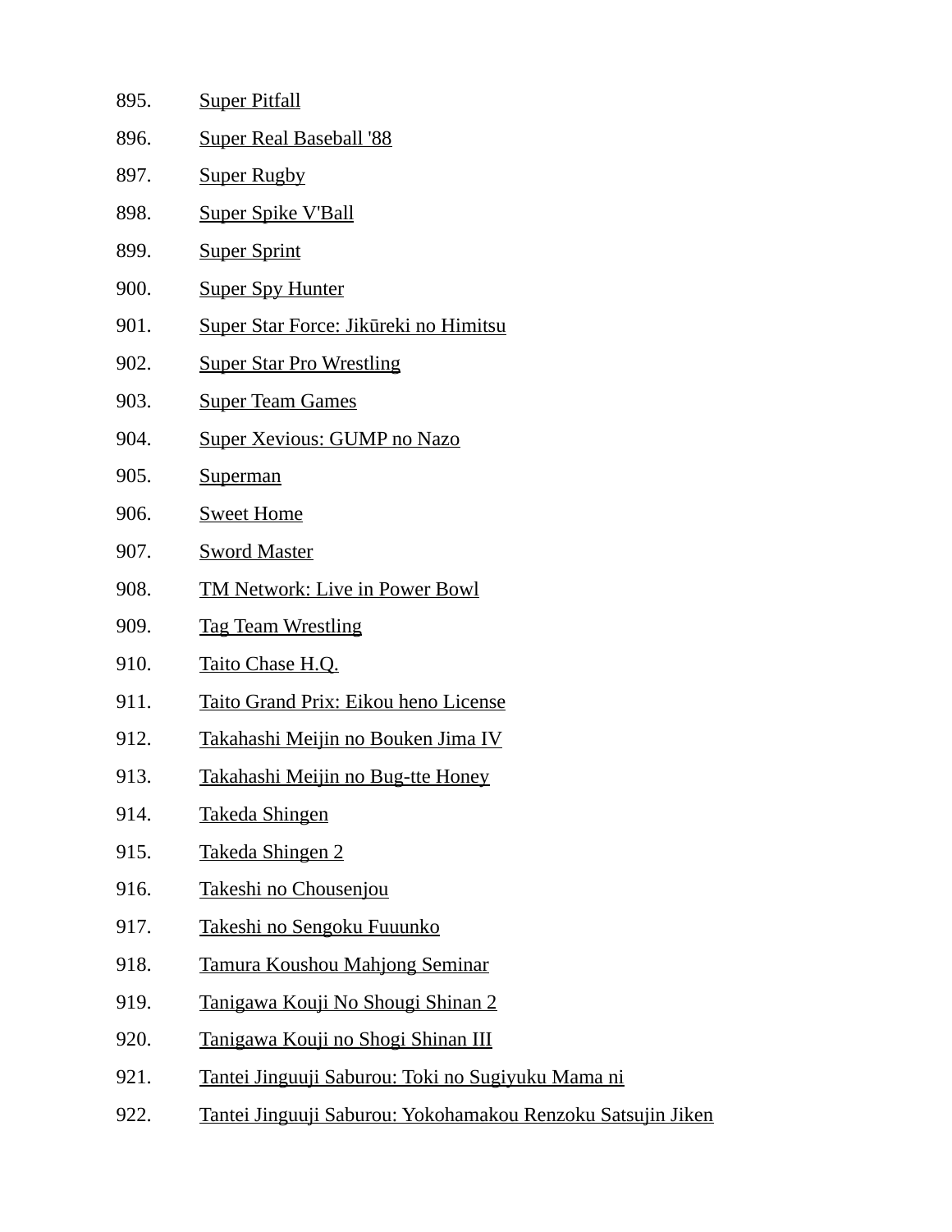895. Super Pitfall
896. Super Real Baseball '88
897. Super Rugby
898. Super Spike V'Ball
899. Super Sprint
900. Super Spy Hunter
901. Super Star Force: Jikūreki no Himitsu
902. Super Star Pro Wrestling
903. Super Team Games
904. Super Xevious: GUMP no Nazo
905. Superman
906. Sweet Home
907. Sword Master
908. TM Network: Live in Power Bowl
909. Tag Team Wrestling
910. Taito Chase H.Q.
911. Taito Grand Prix: Eikou heno License
912. Takahashi Meijin no Bouken Jima IV
913. Takahashi Meijin no Bug-tte Honey
914. Takeda Shingen
915. Takeda Shingen 2
916. Takeshi no Chousenjou
917. Takeshi no Sengoku Fuuunko
918. Tamura Koushou Mahjong Seminar
919. Tanigawa Kouji No Shougi Shinan 2
920. Tanigawa Kouji no Shogi Shinan III
921. Tantei Jinguuji Saburou: Toki no Sugiyuku Mama ni
922. Tantei Jinguuji Saburou: Yokohamakou Renzoku Satsujin Jiken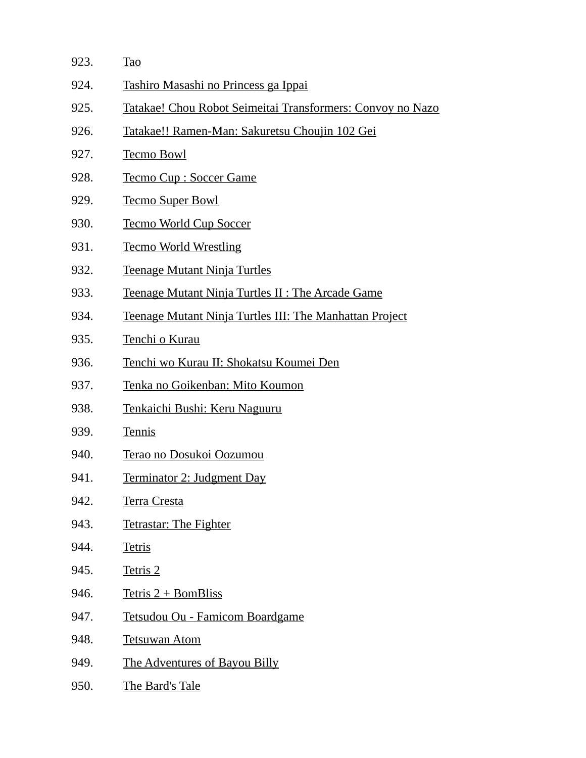923. Tao
924. Tashiro Masashi no Princess ga Ippai
925. Tatakae! Chou Robot Seimeitai Transformers: Convoy no Nazo
926. Tatakae!! Ramen-Man: Sakuretsu Choujin 102 Gei
927. Tecmo Bowl
928. Tecmo Cup : Soccer Game
929. Tecmo Super Bowl
930. Tecmo World Cup Soccer
931. Tecmo World Wrestling
932. Teenage Mutant Ninja Turtles
933. Teenage Mutant Ninja Turtles II : The Arcade Game
934. Teenage Mutant Ninja Turtles III: The Manhattan Project
935. Tenchi o Kurau
936. Tenchi wo Kurau II: Shokatsu Koumei Den
937. Tenka no Goikenban: Mito Koumon
938. Tenkaichi Bushi: Keru Naguuru
939. Tennis
940. Terao no Dosukoi Oozumou
941. Terminator 2: Judgment Day
942. Terra Cresta
943. Tetrastar: The Fighter
944. Tetris
945. Tetris 2
946. Tetris 2 + BomBliss
947. Tetsudou Ou - Famicom Boardgame
948. Tetsuwan Atom
949. The Adventures of Bayou Billy
950. The Bard's Tale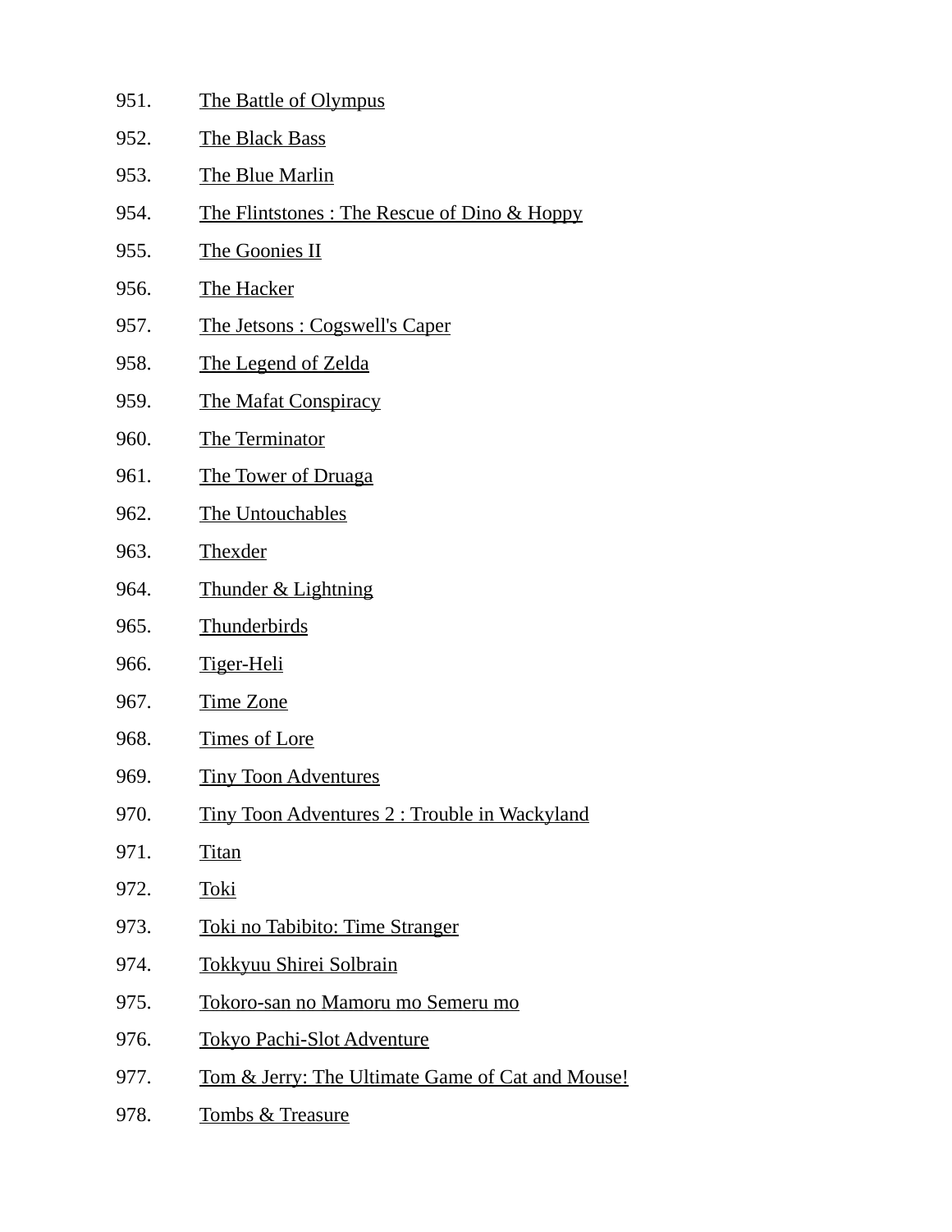951. The Battle of Olympus
952. The Black Bass
953. The Blue Marlin
954. The Flintstones : The Rescue of Dino & Hoppy
955. The Goonies II
956. The Hacker
957. The Jetsons : Cogswell's Caper
958. The Legend of Zelda
959. The Mafat Conspiracy
960. The Terminator
961. The Tower of Druaga
962. The Untouchables
963. Thexder
964. Thunder & Lightning
965. Thunderbirds
966. Tiger-Heli
967. Time Zone
968. Times of Lore
969. Tiny Toon Adventures
970. Tiny Toon Adventures 2 : Trouble in Wackyland
971. Titan
972. Toki
973. Toki no Tabibito: Time Stranger
974. Tokkyuu Shirei Solbrain
975. Tokoro-san no Mamoru mo Semeru mo
976. Tokyo Pachi-Slot Adventure
977. Tom & Jerry: The Ultimate Game of Cat and Mouse!
978. Tombs & Treasure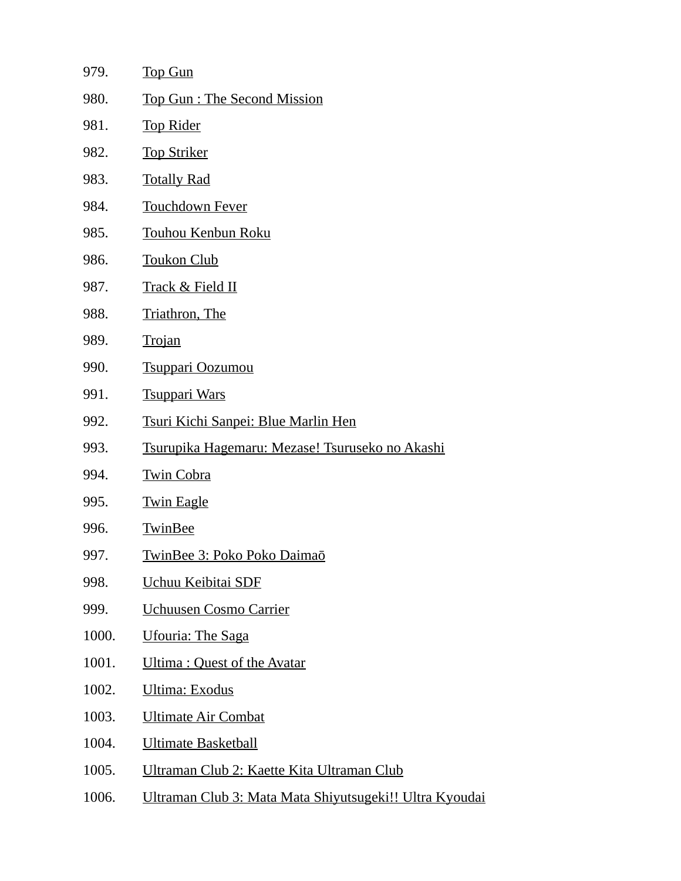979. Top Gun
980. Top Gun : The Second Mission
981. Top Rider
982. Top Striker
983. Totally Rad
984. Touchdown Fever
985. Touhou Kenbun Roku
986. Toukon Club
987. Track & Field II
988. Triathron, The
989. Trojan
990. Tsuppari Oozumou
991. Tsuppari Wars
992. Tsuri Kichi Sanpei: Blue Marlin Hen
993. Tsurupika Hagemaru: Mezase! Tsuruseko no Akashi
994. Twin Cobra
995. Twin Eagle
996. TwinBee
997. TwinBee 3: Poko Poko Daimaō
998. Uchuu Keibitai SDF
999. Uchuusen Cosmo Carrier
1000. Ufouria: The Saga
1001. Ultima : Quest of the Avatar
1002. Ultima: Exodus
1003. Ultimate Air Combat
1004. Ultimate Basketball
1005. Ultraman Club 2: Kaette Kita Ultraman Club
1006. Ultraman Club 3: Mata Mata Shiyutsugeki!! Ultra Kyoudai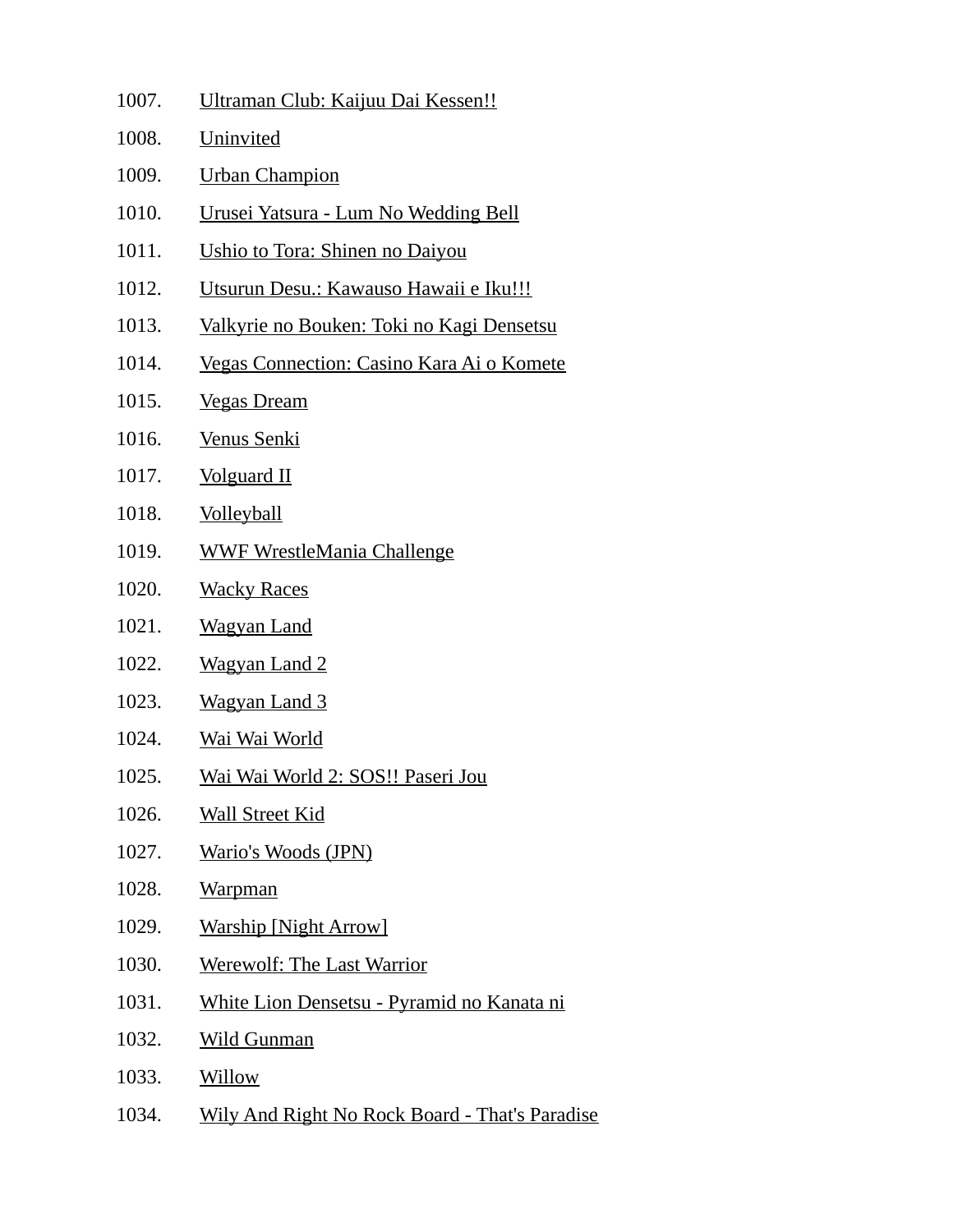1007. Ultraman Club: Kaijuu Dai Kessen!!
1008. Uninvited
1009. Urban Champion
1010. Urusei Yatsura - Lum No Wedding Bell
1011. Ushio to Tora: Shinen no Daiyou
1012. Utsurun Desu.: Kawauso Hawaii e Iku!!!
1013. Valkyrie no Bouken: Toki no Kagi Densetsu
1014. Vegas Connection: Casino Kara Ai o Komete
1015. Vegas Dream
1016. Venus Senki
1017. Volguard II
1018. Volleyball
1019. WWF WrestleMania Challenge
1020. Wacky Races
1021. Wagyan Land
1022. Wagyan Land 2
1023. Wagyan Land 3
1024. Wai Wai World
1025. Wai Wai World 2: SOS!! Paseri Jou
1026. Wall Street Kid
1027. Wario's Woods (JPN)
1028. Warpman
1029. Warship [Night Arrow]
1030. Werewolf: The Last Warrior
1031. White Lion Densetsu - Pyramid no Kanata ni
1032. Wild Gunman
1033. Willow
1034. Wily And Right No Rock Board - That's Paradise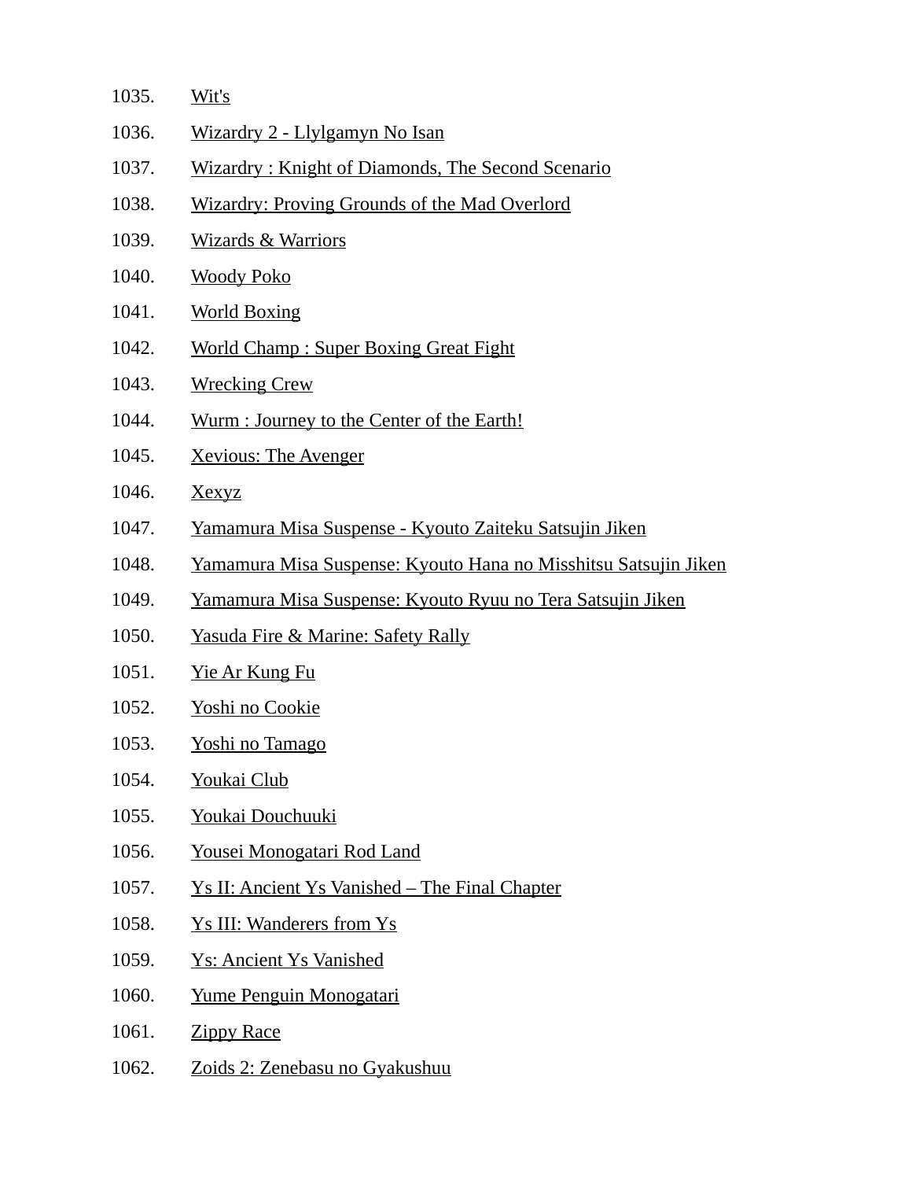1035. Wit's
1036. Wizardry 2 - Llylgamyn No Isan
1037. Wizardry : Knight of Diamonds, The Second Scenario
1038. Wizardry: Proving Grounds of the Mad Overlord
1039. Wizards & Warriors
1040. Woody Poko
1041. World Boxing
1042. World Champ : Super Boxing Great Fight
1043. Wrecking Crew
1044. Wurm : Journey to the Center of the Earth!
1045. Xevious: The Avenger
1046. Xexyz
1047. Yamamura Misa Suspense - Kyouto Zaiteku Satsujin Jiken
1048. Yamamura Misa Suspense: Kyouto Hana no Misshitsu Satsujin Jiken
1049. Yamamura Misa Suspense: Kyouto Ryuu no Tera Satsujin Jiken
1050. Yasuda Fire & Marine: Safety Rally
1051. Yie Ar Kung Fu
1052. Yoshi no Cookie
1053. Yoshi no Tamago
1054. Youkai Club
1055. Youkai Douchuuki
1056. Yousei Monogatari Rod Land
1057. Ys II: Ancient Ys Vanished – The Final Chapter
1058. Ys III: Wanderers from Ys
1059. Ys: Ancient Ys Vanished
1060. Yume Penguin Monogatari
1061. Zippy Race
1062. Zoids 2: Zenebasu no Gyakushuu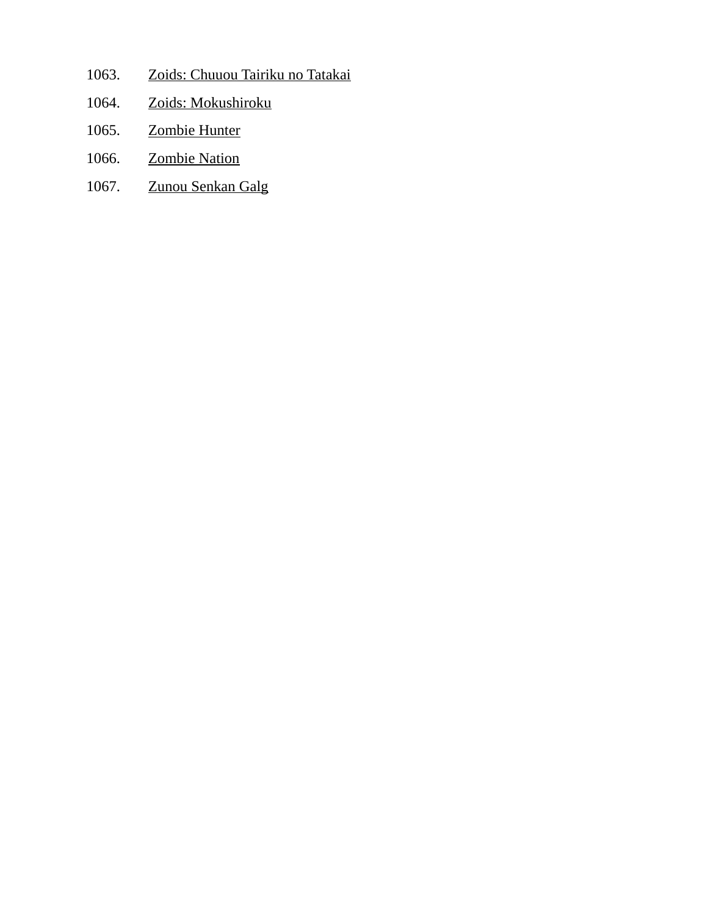1063. Zoids: Chuuou Tairiku no Tatakai
1064. Zoids: Mokushiroku
1065. Zombie Hunter
1066. Zombie Nation
1067. Zunou Senkan Galg